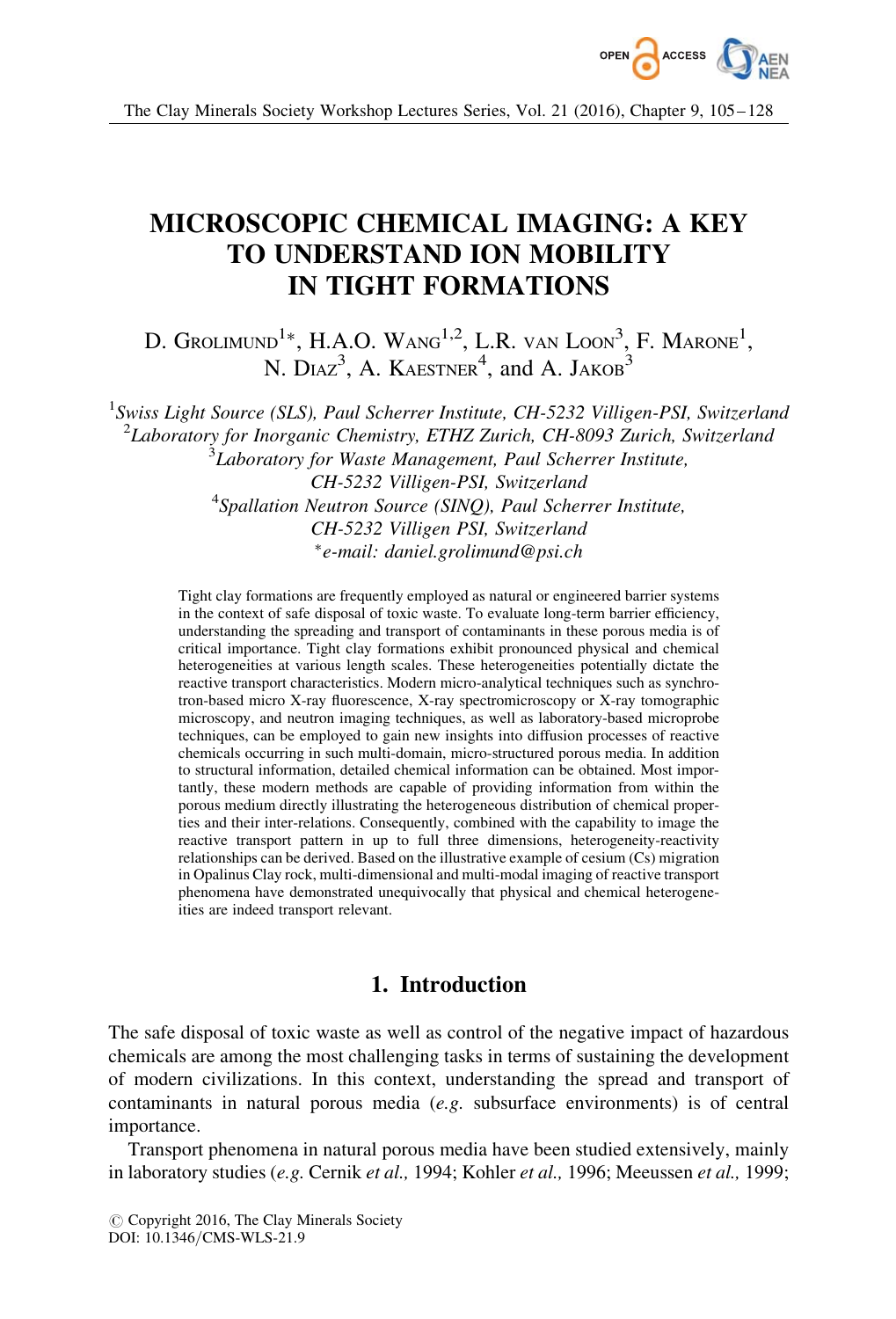# MICROSCOPIC CHEMICAL IMAGING: A KEY TO UNDERSTAND ION MOBILITY IN TIGHT FORMATIONS

D. Grolimund[1]*, H.A.O. Wang[1,2], L.R. van Loon[3], F. Marone[1], N. Diaz[3], A. Kaestner[4], and A. Jakob[3]

[1]*Swiss Light Source (SLS), Paul Scherrer Institute, CH-5232 Villigen-PSI, Switzerland*
[2]*Laboratory for Inorganic Chemistry, ETHZ Zurich, CH-8093 Zurich, Switzerland*
[3]*Laboratory for Waste Management, Paul Scherrer Institute, CH-5232 Villigen-PSI, Switzerland*
[4]*Spallation Neutron Source (SINQ), Paul Scherrer Institute, CH-5232 Villigen PSI, Switzerland*
*\*e-mail: daniel.grolimund@psi.ch*

Tight clay formations are frequently employed as natural or engineered barrier systems in the context of safe disposal of toxic waste. To evaluate long-term barrier efficiency, understanding the spreading and transport of contaminants in these porous media is of critical importance. Tight clay formations exhibit pronounced physical and chemical heterogeneities at various length scales. These heterogeneities potentially dictate the reactive transport characteristics. Modern micro-analytical techniques such as synchrotron-based micro X-ray fluorescence, X-ray spectromicroscopy or X-ray tomographic microscopy, and neutron imaging techniques, as well as laboratory-based microprobe techniques, can be employed to gain new insights into diffusion processes of reactive chemicals occurring in such multi-domain, micro-structured porous media. In addition to structural information, detailed chemical information can be obtained. Most importantly, these modern methods are capable of providing information from within the porous medium directly illustrating the heterogeneous distribution of chemical properties and their inter-relations. Consequently, combined with the capability to image the reactive transport pattern in up to full three dimensions, heterogeneity-reactivity relationships can be derived. Based on the illustrative example of cesium (Cs) migration in Opalinus Clay rock, multi-dimensional and multi-modal imaging of reactive transport phenomena have demonstrated unequivocally that physical and chemical heterogeneities are indeed transport relevant.

## 1. Introduction

The safe disposal of toxic waste as well as control of the negative impact of hazardous chemicals are among the most challenging tasks in terms of sustaining the development of modern civilizations. In this context, understanding the spread and transport of contaminants in natural porous media (*e.g.* subsurface environments) is of central importance.

Transport phenomena in natural porous media have been studied extensively, mainly in laboratory studies (*e.g.* Cernik *et al.,* 1994; Kohler *et al.,* 1996; Meeussen *et al.,* 1999;

© Copyright 2016, The Clay Minerals Society
DOI: 10.1346/CMS-WLS-21.9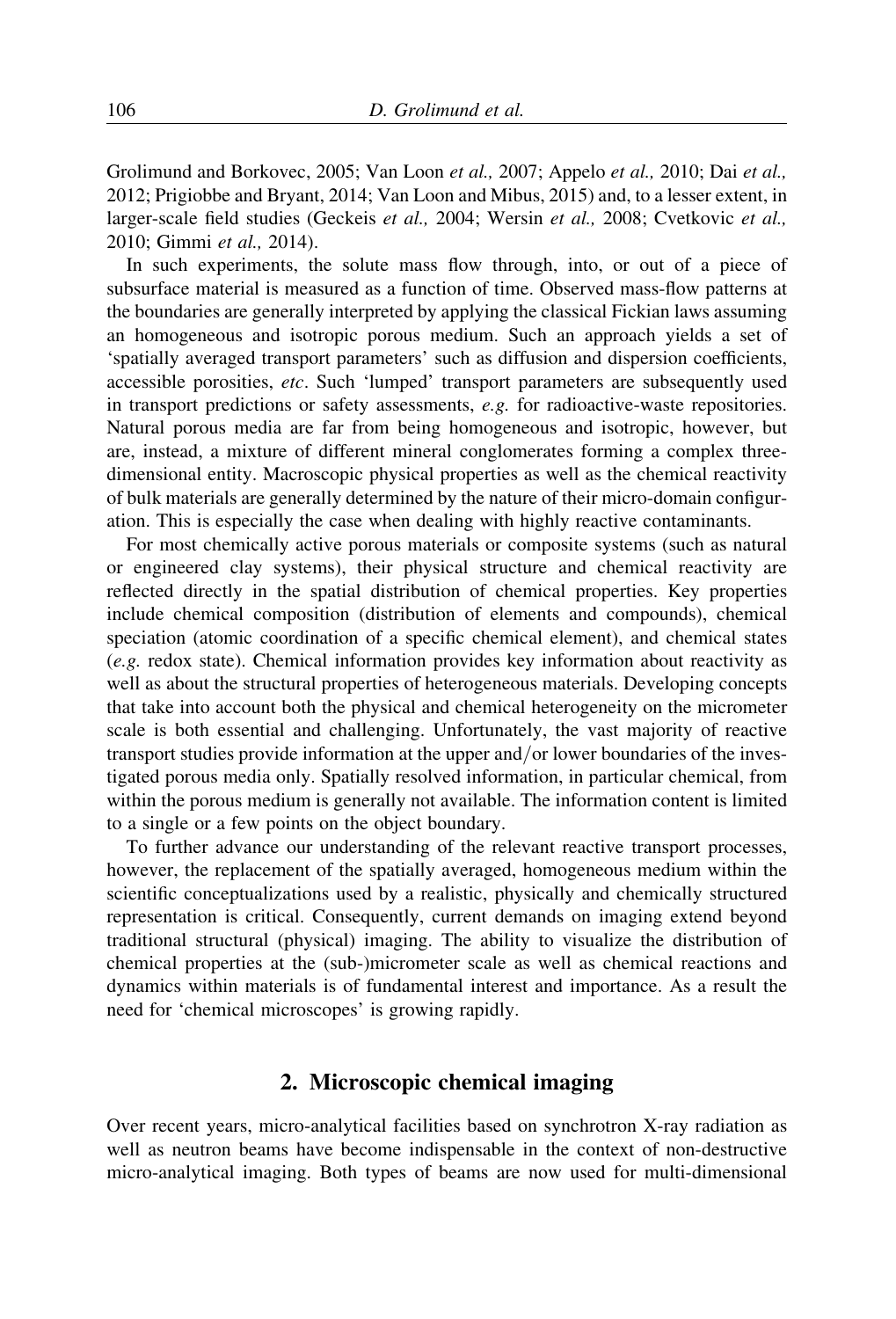Grolimund and Borkovec, 2005; Van Loon *et al.,* 2007; Appelo *et al.,* 2010; Dai *et al.,* 2012; Prigiobbe and Bryant, 2014; Van Loon and Mibus, 2015) and, to a lesser extent, in larger-scale field studies (Geckeis *et al.,* 2004; Wersin *et al.,* 2008; Cvetkovic *et al.,* 2010; Gimmi *et al.,* 2014).

In such experiments, the solute mass flow through, into, or out of a piece of subsurface material is measured as a function of time. Observed mass-flow patterns at the boundaries are generally interpreted by applying the classical Fickian laws assuming an homogeneous and isotropic porous medium. Such an approach yields a set of 'spatially averaged transport parameters' such as diffusion and dispersion coefficients, accessible porosities, *etc*. Such 'lumped' transport parameters are subsequently used in transport predictions or safety assessments, *e.g.* for radioactive-waste repositories. Natural porous media are far from being homogeneous and isotropic, however, but are, instead, a mixture of different mineral conglomerates forming a complex three-dimensional entity. Macroscopic physical properties as well as the chemical reactivity of bulk materials are generally determined by the nature of their micro-domain configuration. This is especially the case when dealing with highly reactive contaminants.

For most chemically active porous materials or composite systems (such as natural or engineered clay systems), their physical structure and chemical reactivity are reflected directly in the spatial distribution of chemical properties. Key properties include chemical composition (distribution of elements and compounds), chemical speciation (atomic coordination of a specific chemical element), and chemical states (*e.g.* redox state). Chemical information provides key information about reactivity as well as about the structural properties of heterogeneous materials. Developing concepts that take into account both the physical and chemical heterogeneity on the micrometer scale is both essential and challenging. Unfortunately, the vast majority of reactive transport studies provide information at the upper and/or lower boundaries of the investigated porous media only. Spatially resolved information, in particular chemical, from within the porous medium is generally not available. The information content is limited to a single or a few points on the object boundary.

To further advance our understanding of the relevant reactive transport processes, however, the replacement of the spatially averaged, homogeneous medium within the scientific conceptualizations used by a realistic, physically and chemically structured representation is critical. Consequently, current demands on imaging extend beyond traditional structural (physical) imaging. The ability to visualize the distribution of chemical properties at the (sub-)micrometer scale as well as chemical reactions and dynamics within materials is of fundamental interest and importance. As a result the need for 'chemical microscopes' is growing rapidly.

## 2. Microscopic chemical imaging

Over recent years, micro-analytical facilities based on synchrotron X-ray radiation as well as neutron beams have become indispensable in the context of non-destructive micro-analytical imaging. Both types of beams are now used for multi-dimensional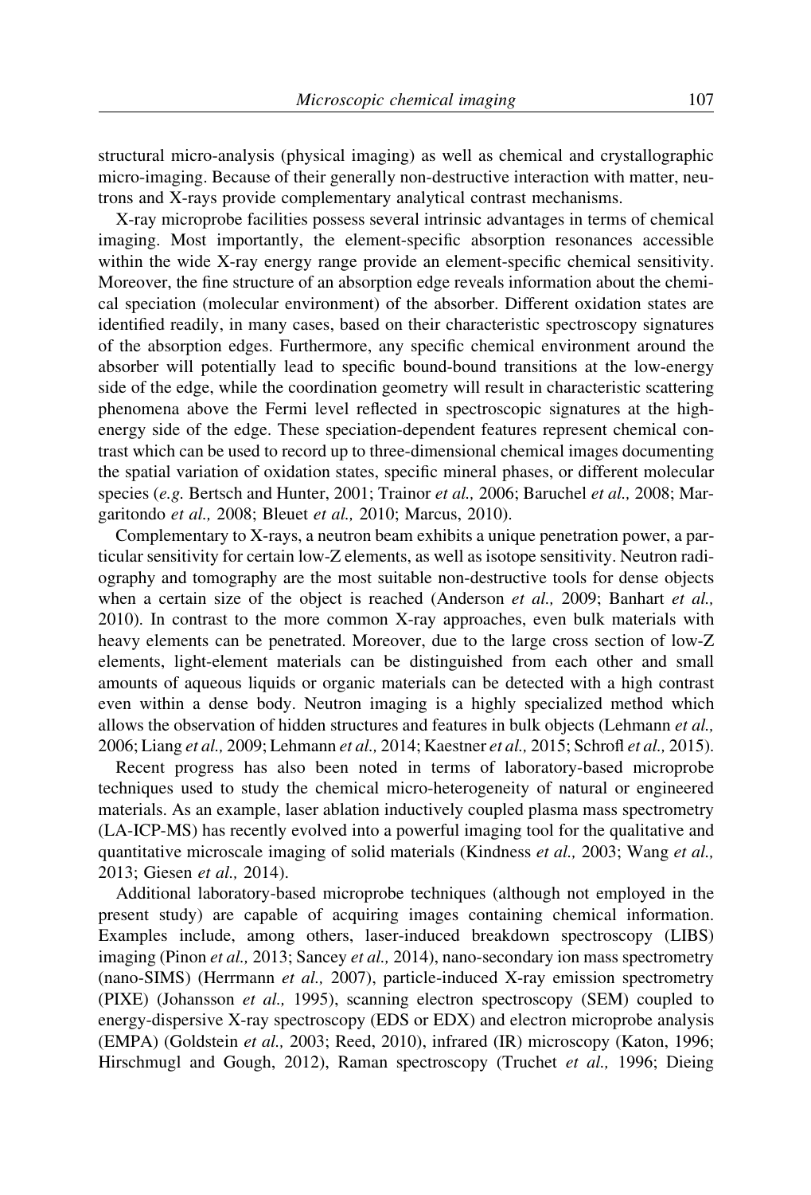structural micro-analysis (physical imaging) as well as chemical and crystallographic micro-imaging. Because of their generally non-destructive interaction with matter, neutrons and X-rays provide complementary analytical contrast mechanisms.

X-ray microprobe facilities possess several intrinsic advantages in terms of chemical imaging. Most importantly, the element-specific absorption resonances accessible within the wide X-ray energy range provide an element-specific chemical sensitivity. Moreover, the fine structure of an absorption edge reveals information about the chemical speciation (molecular environment) of the absorber. Different oxidation states are identified readily, in many cases, based on their characteristic spectroscopy signatures of the absorption edges. Furthermore, any specific chemical environment around the absorber will potentially lead to specific bound-bound transitions at the low-energy side of the edge, while the coordination geometry will result in characteristic scattering phenomena above the Fermi level reflected in spectroscopic signatures at the high-energy side of the edge. These speciation-dependent features represent chemical contrast which can be used to record up to three-dimensional chemical images documenting the spatial variation of oxidation states, specific mineral phases, or different molecular species (*e.g.* Bertsch and Hunter, 2001; Trainor *et al.,* 2006; Baruchel *et al.,* 2008; Margaritondo *et al.,* 2008; Bleuet *et al.,* 2010; Marcus, 2010).

Complementary to X-rays, a neutron beam exhibits a unique penetration power, a particular sensitivity for certain low-Z elements, as well as isotope sensitivity. Neutron radiography and tomography are the most suitable non-destructive tools for dense objects when a certain size of the object is reached (Anderson *et al.,* 2009; Banhart *et al.,* 2010). In contrast to the more common X-ray approaches, even bulk materials with heavy elements can be penetrated. Moreover, due to the large cross section of low-Z elements, light-element materials can be distinguished from each other and small amounts of aqueous liquids or organic materials can be detected with a high contrast even within a dense body. Neutron imaging is a highly specialized method which allows the observation of hidden structures and features in bulk objects (Lehmann *et al.,* 2006; Liang *et al.,* 2009; Lehmann *et al.,* 2014; Kaestner *et al.,* 2015; Schrofl *et al.,* 2015).

Recent progress has also been noted in terms of laboratory-based microprobe techniques used to study the chemical micro-heterogeneity of natural or engineered materials. As an example, laser ablation inductively coupled plasma mass spectrometry (LA-ICP-MS) has recently evolved into a powerful imaging tool for the qualitative and quantitative microscale imaging of solid materials (Kindness *et al.,* 2003; Wang *et al.,* 2013; Giesen *et al.,* 2014).

Additional laboratory-based microprobe techniques (although not employed in the present study) are capable of acquiring images containing chemical information. Examples include, among others, laser-induced breakdown spectroscopy (LIBS) imaging (Pinon *et al.,* 2013; Sancey *et al.,* 2014), nano-secondary ion mass spectrometry (nano-SIMS) (Herrmann *et al.,* 2007), particle-induced X-ray emission spectrometry (PIXE) (Johansson *et al.,* 1995), scanning electron spectroscopy (SEM) coupled to energy-dispersive X-ray spectroscopy (EDS or EDX) and electron microprobe analysis (EMPA) (Goldstein *et al.,* 2003; Reed, 2010), infrared (IR) microscopy (Katon, 1996; Hirschmugl and Gough, 2012), Raman spectroscopy (Truchet *et al.,* 1996; Dieing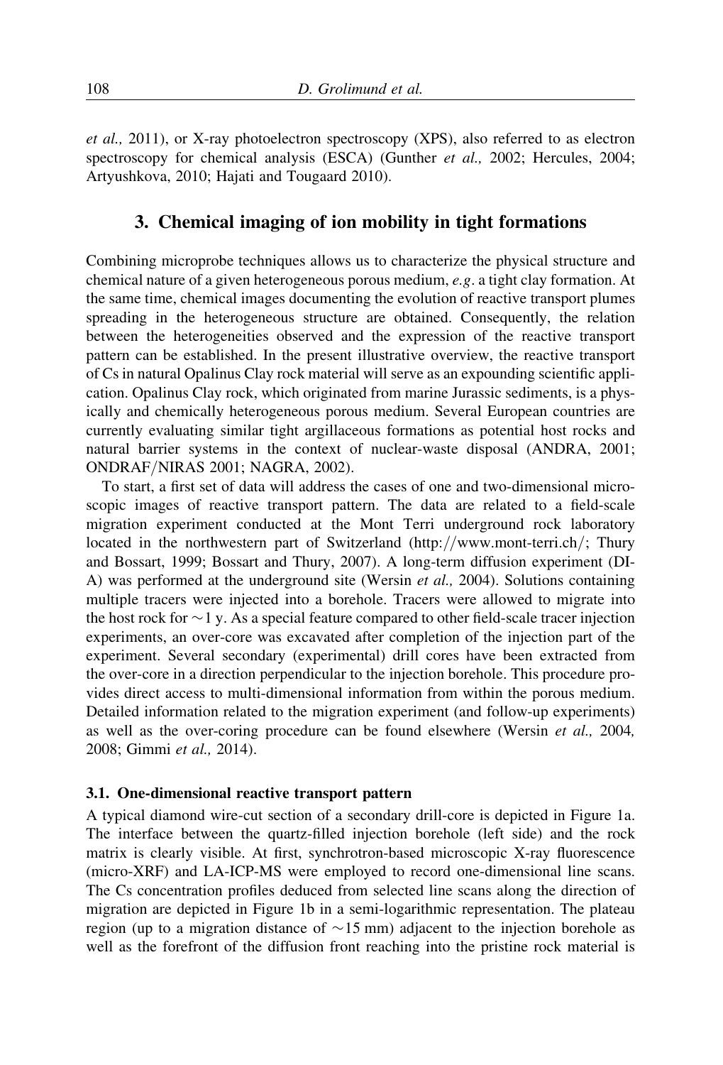*et al.,* 2011), or X-ray photoelectron spectroscopy (XPS), also referred to as electron spectroscopy for chemical analysis (ESCA) (Gunther *et al.,* 2002; Hercules, 2004; Artyushkova, 2010; Hajati and Tougaard 2010).

## 3. Chemical imaging of ion mobility in tight formations

Combining microprobe techniques allows us to characterize the physical structure and chemical nature of a given heterogeneous porous medium, *e.g.* a tight clay formation. At the same time, chemical images documenting the evolution of reactive transport plumes spreading in the heterogeneous structure are obtained. Consequently, the relation between the heterogeneities observed and the expression of the reactive transport pattern can be established. In the present illustrative overview, the reactive transport of Cs in natural Opalinus Clay rock material will serve as an expounding scientific application. Opalinus Clay rock, which originated from marine Jurassic sediments, is a physically and chemically heterogeneous porous medium. Several European countries are currently evaluating similar tight argillaceous formations as potential host rocks and natural barrier systems in the context of nuclear-waste disposal (ANDRA, 2001; ONDRAF/NIRAS 2001; NAGRA, 2002).

To start, a first set of data will address the cases of one and two-dimensional microscopic images of reactive transport pattern. The data are related to a field-scale migration experiment conducted at the Mont Terri underground rock laboratory located in the northwestern part of Switzerland (http://www.mont-terri.ch/; Thury and Bossart, 1999; Bossart and Thury, 2007). A long-term diffusion experiment (DI-A) was performed at the underground site (Wersin *et al.,* 2004). Solutions containing multiple tracers were injected into a borehole. Tracers were allowed to migrate into the host rock for ~1 y. As a special feature compared to other field-scale tracer injection experiments, an over-core was excavated after completion of the injection part of the experiment. Several secondary (experimental) drill cores have been extracted from the over-core in a direction perpendicular to the injection borehole. This procedure provides direct access to multi-dimensional information from within the porous medium. Detailed information related to the migration experiment (and follow-up experiments) as well as the over-coring procedure can be found elsewhere (Wersin *et al.,* 2004, 2008; Gimmi *et al.,* 2014).

### 3.1. One-dimensional reactive transport pattern

A typical diamond wire-cut section of a secondary drill-core is depicted in Figure 1a. The interface between the quartz-filled injection borehole (left side) and the rock matrix is clearly visible. At first, synchrotron-based microscopic X-ray fluorescence (micro-XRF) and LA-ICP-MS were employed to record one-dimensional line scans. The Cs concentration profiles deduced from selected line scans along the direction of migration are depicted in Figure 1b in a semi-logarithmic representation. The plateau region (up to a migration distance of ~15 mm) adjacent to the injection borehole as well as the forefront of the diffusion front reaching into the pristine rock material is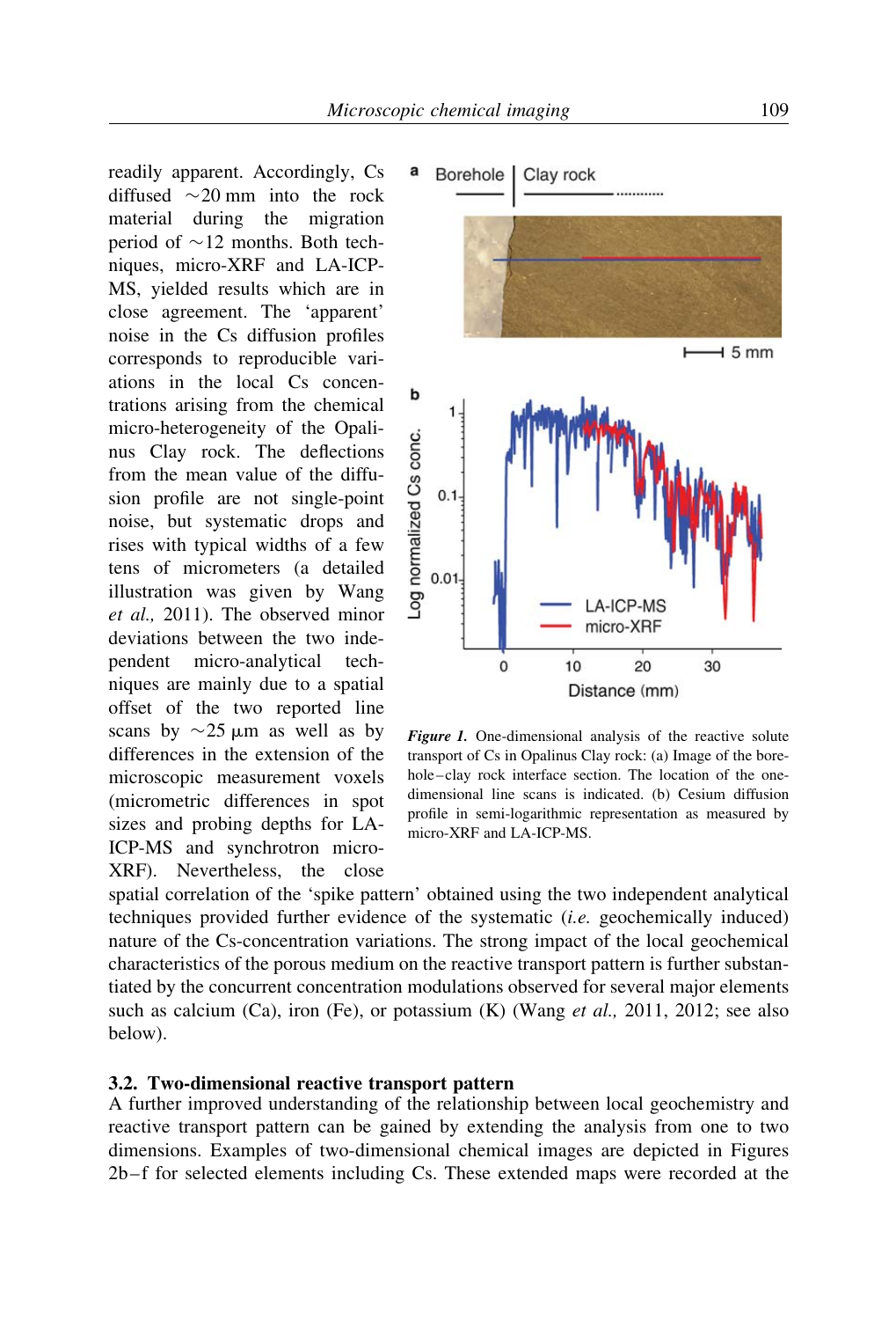readily apparent. Accordingly, Cs diffused ~20 mm into the rock material during the migration period of ~12 months. Both techniques, micro-XRF and LA-ICP-MS, yielded results which are in close agreement. The 'apparent' noise in the Cs diffusion profiles corresponds to reproducible variations in the local Cs concentrations arising from the chemical micro-heterogeneity of the Opalinus Clay rock. The deflections from the mean value of the diffusion profile are not single-point noise, but systematic drops and rises with typical widths of a few tens of micrometers (a detailed illustration was given by Wang *et al.,* 2011). The observed minor deviations between the two independent micro-analytical techniques are mainly due to a spatial offset of the two reported line scans by ~25 μm as well as by differences in the extension of the microscopic measurement voxels (micrometric differences in spot sizes and probing depths for LA-ICP-MS and synchrotron micro-XRF). Nevertheless, the close spatial correlation of the 'spike pattern' obtained using the two independent analytical techniques provided further evidence of the systematic (*i.e.* geochemically induced) nature of the Cs-concentration variations. The strong impact of the local geochemical characteristics of the porous medium on the reactive transport pattern is further substantiated by the concurrent concentration modulations observed for several major elements such as calcium (Ca), iron (Fe), or potassium (K) (Wang *et al.,* 2011, 2012; see also below).

***Figure 1.*** One-dimensional analysis of the reactive solute transport of Cs in Opalinus Clay rock: (a) Image of the borehole–clay rock interface section. The location of the one-dimensional line scans is indicated. (b) Cesium diffusion profile in semi-logarithmic representation as measured by micro-XRF and LA-ICP-MS.

### 3.2. Two-dimensional reactive transport pattern

A further improved understanding of the relationship between local geochemistry and reactive transport pattern can be gained by extending the analysis from one to two dimensions. Examples of two-dimensional chemical images are depicted in Figures 2b–f for selected elements including Cs. These extended maps were recorded at the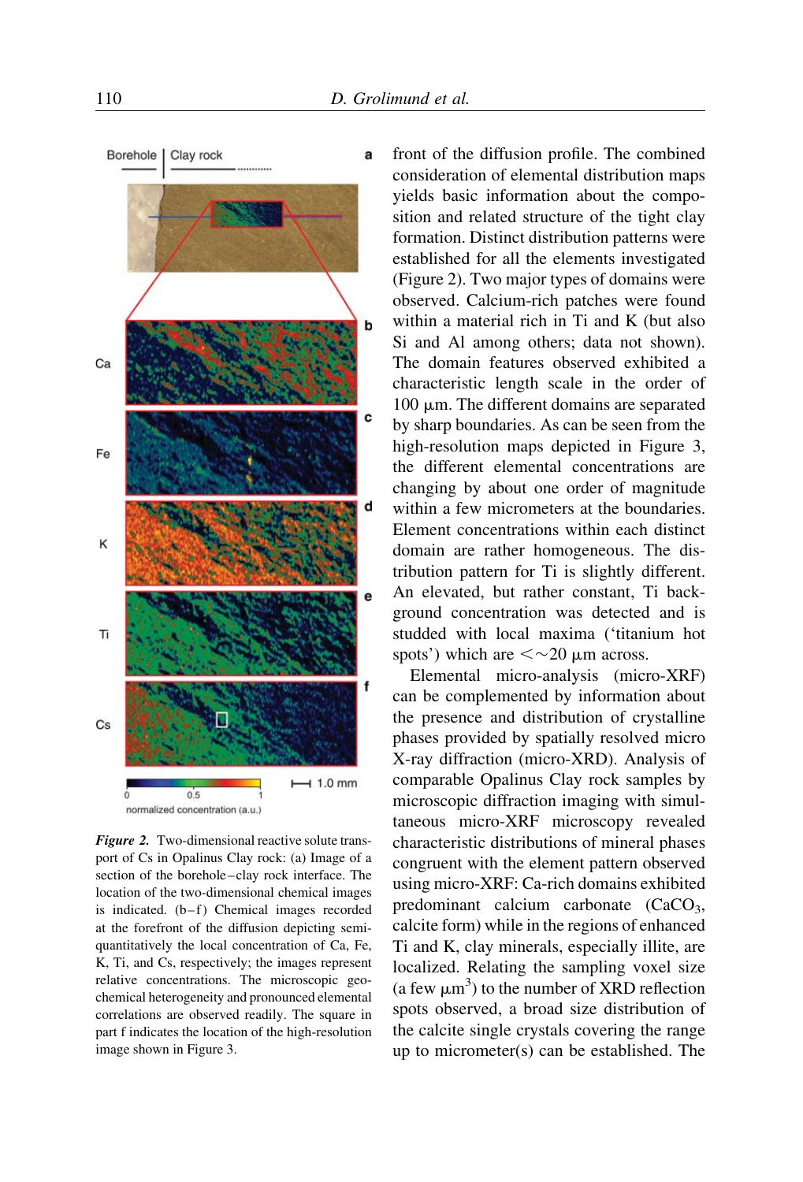*Figure 2.* Two-dimensional reactive solute transport of Cs in Opalinus Clay rock: (a) Image of a section of the borehole–clay rock interface. The location of the two-dimensional chemical images is indicated. (b–f) Chemical images recorded at the forefront of the diffusion depicting semi-quantitatively the local concentration of Ca, Fe, K, Ti, and Cs, respectively; the images represent relative concentrations. The microscopic geochemical heterogeneity and pronounced elemental correlations are observed readily. The square in part f indicates the location of the high-resolution image shown in Figure 3.

front of the diffusion profile. The combined consideration of elemental distribution maps yields basic information about the composition and related structure of the tight clay formation. Distinct distribution patterns were established for all the elements investigated (Figure 2). Two major types of domains were observed. Calcium-rich patches were found within a material rich in Ti and K (but also Si and Al among others; data not shown). The domain features observed exhibited a characteristic length scale in the order of 100 μm. The different domains are separated by sharp boundaries. As can be seen from the high-resolution maps depicted in Figure 3, the different elemental concentrations are changing by about one order of magnitude within a few micrometers at the boundaries. Element concentrations within each distinct domain are rather homogeneous. The distribution pattern for Ti is slightly different. An elevated, but rather constant, Ti background concentration was detected and is studded with local maxima ('titanium hot spots') which are $<\sim 20$ μm across.

Elemental micro-analysis (micro-XRF) can be complemented by information about the presence and distribution of crystalline phases provided by spatially resolved micro X-ray diffraction (micro-XRD). Analysis of comparable Opalinus Clay rock samples by microscopic diffraction imaging with simultaneous micro-XRF microscopy revealed characteristic distributions of mineral phases congruent with the element pattern observed using micro-XRF: Ca-rich domains exhibited predominant calcium carbonate ($CaCO_3$, calcite form) while in the regions of enhanced Ti and K, clay minerals, especially illite, are localized. Relating the sampling voxel size (a few $\mu m^3$) to the number of XRD reflection spots observed, a broad size distribution of the calcite single crystals covering the range up to micrometer(s) can be established. The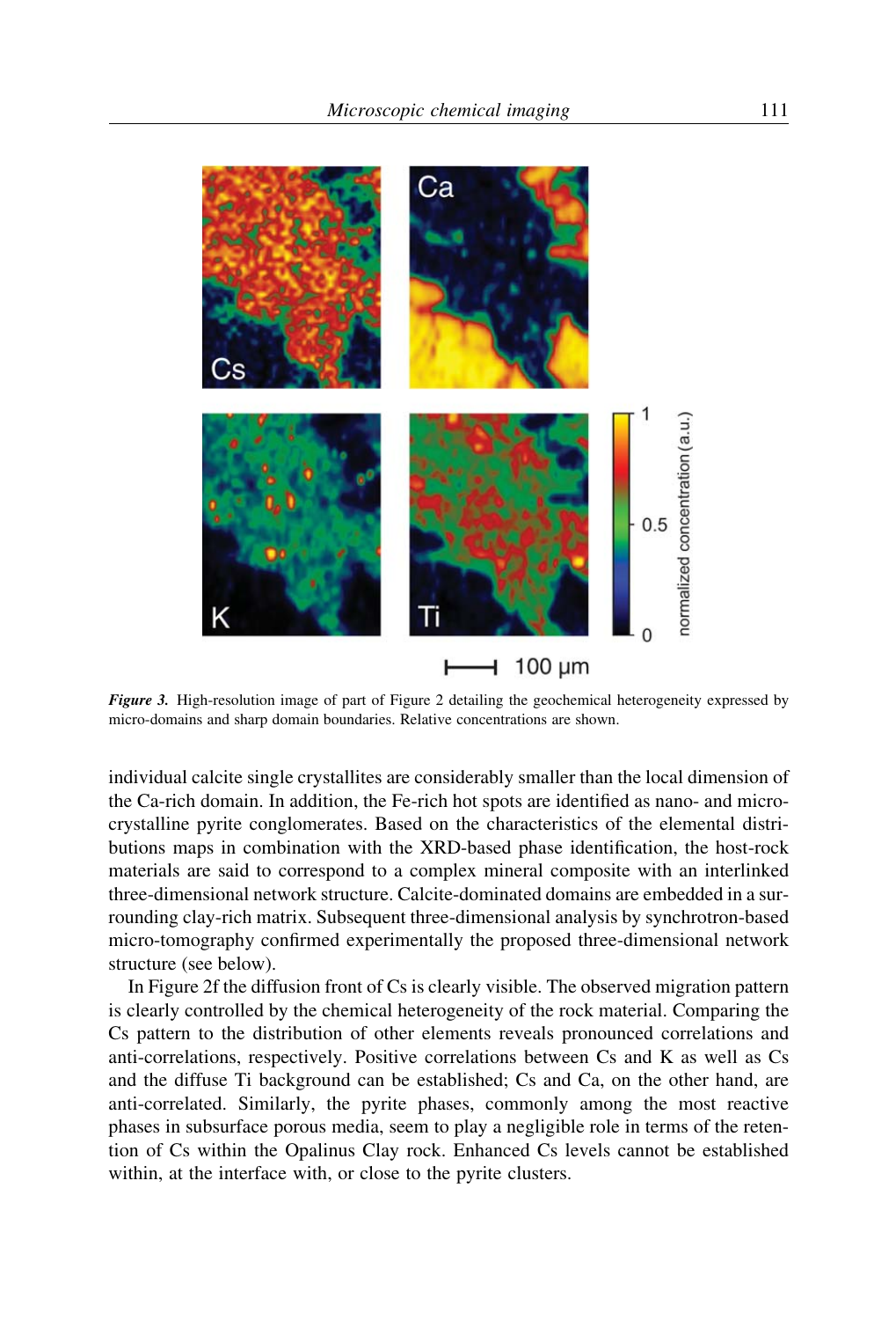*Figure 3.* High-resolution image of part of Figure 2 detailing the geochemical heterogeneity expressed by micro-domains and sharp domain boundaries. Relative concentrations are shown.

individual calcite single crystallites are considerably smaller than the local dimension of the Ca-rich domain. In addition, the Fe-rich hot spots are identified as nano- and micro-crystalline pyrite conglomerates. Based on the characteristics of the elemental distributions maps in combination with the XRD-based phase identification, the host-rock materials are said to correspond to a complex mineral composite with an interlinked three-dimensional network structure. Calcite-dominated domains are embedded in a surrounding clay-rich matrix. Subsequent three-dimensional analysis by synchrotron-based micro-tomography confirmed experimentally the proposed three-dimensional network structure (see below).

In Figure 2f the diffusion front of Cs is clearly visible. The observed migration pattern is clearly controlled by the chemical heterogeneity of the rock material. Comparing the Cs pattern to the distribution of other elements reveals pronounced correlations and anti-correlations, respectively. Positive correlations between Cs and K as well as Cs and the diffuse Ti background can be established; Cs and Ca, on the other hand, are anti-correlated. Similarly, the pyrite phases, commonly among the most reactive phases in subsurface porous media, seem to play a negligible role in terms of the retention of Cs within the Opalinus Clay rock. Enhanced Cs levels cannot be established within, at the interface with, or close to the pyrite clusters.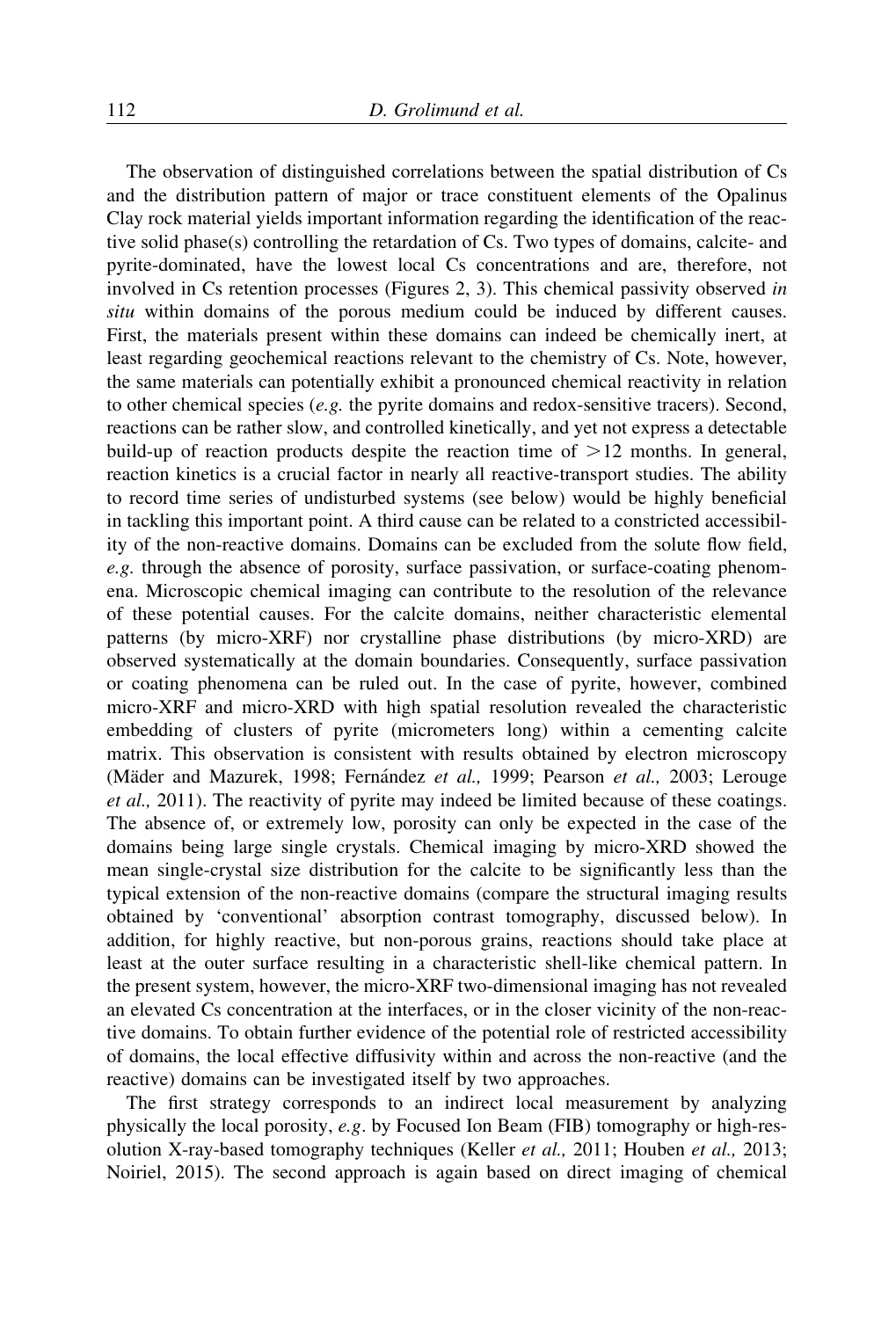The observation of distinguished correlations between the spatial distribution of Cs and the distribution pattern of major or trace constituent elements of the Opalinus Clay rock material yields important information regarding the identification of the reactive solid phase(s) controlling the retardation of Cs. Two types of domains, calcite- and pyrite-dominated, have the lowest local Cs concentrations and are, therefore, not involved in Cs retention processes (Figures 2, 3). This chemical passivity observed *in situ* within domains of the porous medium could be induced by different causes. First, the materials present within these domains can indeed be chemically inert, at least regarding geochemical reactions relevant to the chemistry of Cs. Note, however, the same materials can potentially exhibit a pronounced chemical reactivity in relation to other chemical species (*e.g.* the pyrite domains and redox-sensitive tracers). Second, reactions can be rather slow, and controlled kinetically, and yet not express a detectable build-up of reaction products despite the reaction time of $>12$ months. In general, reaction kinetics is a crucial factor in nearly all reactive-transport studies. The ability to record time series of undisturbed systems (see below) would be highly beneficial in tackling this important point. A third cause can be related to a constricted accessibility of the non-reactive domains. Domains can be excluded from the solute flow field, *e.g.* through the absence of porosity, surface passivation, or surface-coating phenomena. Microscopic chemical imaging can contribute to the resolution of the relevance of these potential causes. For the calcite domains, neither characteristic elemental patterns (by micro-XRF) nor crystalline phase distributions (by micro-XRD) are observed systematically at the domain boundaries. Consequently, surface passivation or coating phenomena can be ruled out. In the case of pyrite, however, combined micro-XRF and micro-XRD with high spatial resolution revealed the characteristic embedding of clusters of pyrite (micrometers long) within a cementing calcite matrix. This observation is consistent with results obtained by electron microscopy (Mäder and Mazurek, 1998; Fernández *et al.,* 1999; Pearson *et al.,* 2003; Lerouge *et al.,* 2011). The reactivity of pyrite may indeed be limited because of these coatings. The absence of, or extremely low, porosity can only be expected in the case of the domains being large single crystals. Chemical imaging by micro-XRD showed the mean single-crystal size distribution for the calcite to be significantly less than the typical extension of the non-reactive domains (compare the structural imaging results obtained by 'conventional' absorption contrast tomography, discussed below). In addition, for highly reactive, but non-porous grains, reactions should take place at least at the outer surface resulting in a characteristic shell-like chemical pattern. In the present system, however, the micro-XRF two-dimensional imaging has not revealed an elevated Cs concentration at the interfaces, or in the closer vicinity of the non-reactive domains. To obtain further evidence of the potential role of restricted accessibility of domains, the local effective diffusivity within and across the non-reactive (and the reactive) domains can be investigated itself by two approaches.

The first strategy corresponds to an indirect local measurement by analyzing physically the local porosity, *e.g.* by Focused Ion Beam (FIB) tomography or high-resolution X-ray-based tomography techniques (Keller *et al.,* 2011; Houben *et al.,* 2013; Noiriel, 2015). The second approach is again based on direct imaging of chemical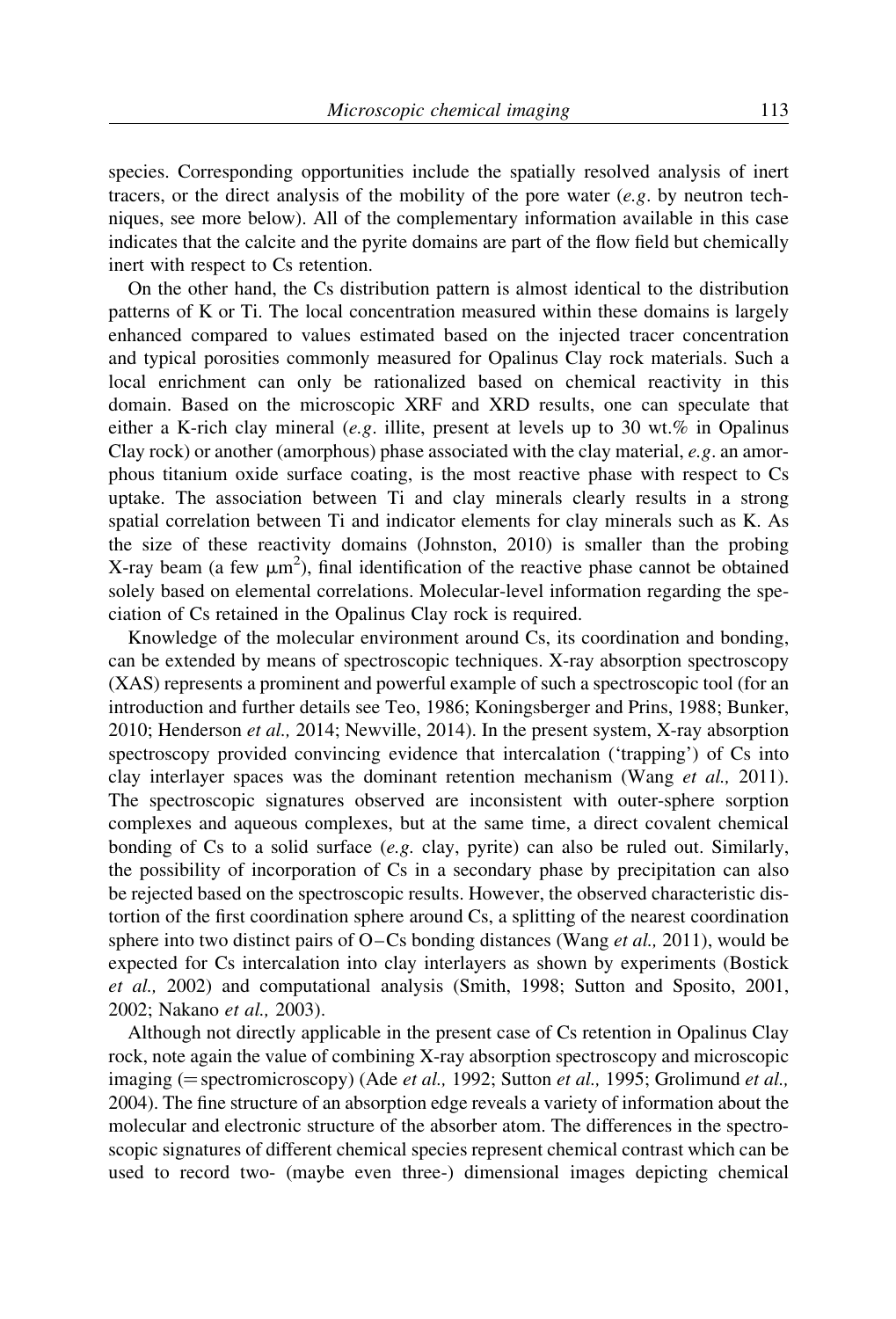species. Corresponding opportunities include the spatially resolved analysis of inert tracers, or the direct analysis of the mobility of the pore water (*e.g.* by neutron techniques, see more below). All of the complementary information available in this case indicates that the calcite and the pyrite domains are part of the flow field but chemically inert with respect to Cs retention.

On the other hand, the Cs distribution pattern is almost identical to the distribution patterns of K or Ti. The local concentration measured within these domains is largely enhanced compared to values estimated based on the injected tracer concentration and typical porosities commonly measured for Opalinus Clay rock materials. Such a local enrichment can only be rationalized based on chemical reactivity in this domain. Based on the microscopic XRF and XRD results, one can speculate that either a K-rich clay mineral (*e.g.* illite, present at levels up to 30 wt.% in Opalinus Clay rock) or another (amorphous) phase associated with the clay material, *e.g.* an amorphous titanium oxide surface coating, is the most reactive phase with respect to Cs uptake. The association between Ti and clay minerals clearly results in a strong spatial correlation between Ti and indicator elements for clay minerals such as K. As the size of these reactivity domains (Johnston, 2010) is smaller than the probing X-ray beam (a few $\mu m^2$), final identification of the reactive phase cannot be obtained solely based on elemental correlations. Molecular-level information regarding the speciation of Cs retained in the Opalinus Clay rock is required.

Knowledge of the molecular environment around Cs, its coordination and bonding, can be extended by means of spectroscopic techniques. X-ray absorption spectroscopy (XAS) represents a prominent and powerful example of such a spectroscopic tool (for an introduction and further details see Teo, 1986; Koningsberger and Prins, 1988; Bunker, 2010; Henderson *et al.,* 2014; Newville, 2014). In the present system, X-ray absorption spectroscopy provided convincing evidence that intercalation ('trapping') of Cs into clay interlayer spaces was the dominant retention mechanism (Wang *et al.,* 2011). The spectroscopic signatures observed are inconsistent with outer-sphere sorption complexes and aqueous complexes, but at the same time, a direct covalent chemical bonding of Cs to a solid surface (*e.g.* clay, pyrite) can also be ruled out. Similarly, the possibility of incorporation of Cs in a secondary phase by precipitation can also be rejected based on the spectroscopic results. However, the observed characteristic distortion of the first coordination sphere around Cs, a splitting of the nearest coordination sphere into two distinct pairs of O–Cs bonding distances (Wang *et al.,* 2011), would be expected for Cs intercalation into clay interlayers as shown by experiments (Bostick *et al.,* 2002) and computational analysis (Smith, 1998; Sutton and Sposito, 2001, 2002; Nakano *et al.,* 2003).

Although not directly applicable in the present case of Cs retention in Opalinus Clay rock, note again the value of combining X-ray absorption spectroscopy and microscopic imaging (= spectromicroscopy) (Ade *et al.,* 1992; Sutton *et al.,* 1995; Grolimund *et al.,* 2004). The fine structure of an absorption edge reveals a variety of information about the molecular and electronic structure of the absorber atom. The differences in the spectroscopic signatures of different chemical species represent chemical contrast which can be used to record two- (maybe even three-) dimensional images depicting chemical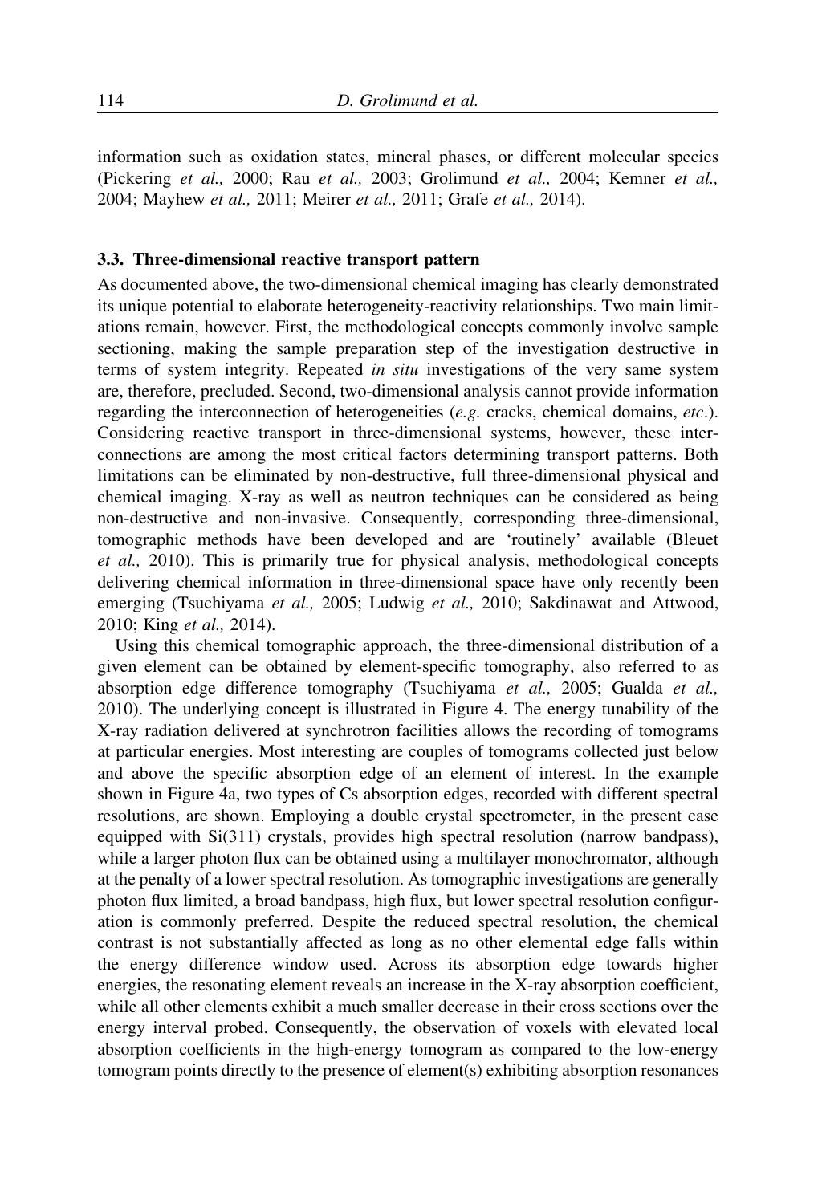information such as oxidation states, mineral phases, or different molecular species (Pickering *et al.,* 2000; Rau *et al.,* 2003; Grolimund *et al.,* 2004; Kemner *et al.,* 2004; Mayhew *et al.,* 2011; Meirer *et al.,* 2011; Grafe *et al.,* 2014).

### 3.3. Three-dimensional reactive transport pattern

As documented above, the two-dimensional chemical imaging has clearly demonstrated its unique potential to elaborate heterogeneity-reactivity relationships. Two main limitations remain, however. First, the methodological concepts commonly involve sample sectioning, making the sample preparation step of the investigation destructive in terms of system integrity. Repeated *in situ* investigations of the very same system are, therefore, precluded. Second, two-dimensional analysis cannot provide information regarding the interconnection of heterogeneities (*e.g.* cracks, chemical domains, *etc*.). Considering reactive transport in three-dimensional systems, however, these interconnections are among the most critical factors determining transport patterns. Both limitations can be eliminated by non-destructive, full three-dimensional physical and chemical imaging. X-ray as well as neutron techniques can be considered as being non-destructive and non-invasive. Consequently, corresponding three-dimensional, tomographic methods have been developed and are 'routinely' available (Bleuet *et al.,* 2010). This is primarily true for physical analysis, methodological concepts delivering chemical information in three-dimensional space have only recently been emerging (Tsuchiyama *et al.,* 2005; Ludwig *et al.,* 2010; Sakdinawat and Attwood, 2010; King *et al.,* 2014).

Using this chemical tomographic approach, the three-dimensional distribution of a given element can be obtained by element-specific tomography, also referred to as absorption edge difference tomography (Tsuchiyama *et al.,* 2005; Gualda *et al.,* 2010). The underlying concept is illustrated in Figure 4. The energy tunability of the X-ray radiation delivered at synchrotron facilities allows the recording of tomograms at particular energies. Most interesting are couples of tomograms collected just below and above the specific absorption edge of an element of interest. In the example shown in Figure 4a, two types of Cs absorption edges, recorded with different spectral resolutions, are shown. Employing a double crystal spectrometer, in the present case equipped with Si(311) crystals, provides high spectral resolution (narrow bandpass), while a larger photon flux can be obtained using a multilayer monochromator, although at the penalty of a lower spectral resolution. As tomographic investigations are generally photon flux limited, a broad bandpass, high flux, but lower spectral resolution configuration is commonly preferred. Despite the reduced spectral resolution, the chemical contrast is not substantially affected as long as no other elemental edge falls within the energy difference window used. Across its absorption edge towards higher energies, the resonating element reveals an increase in the X-ray absorption coefficient, while all other elements exhibit a much smaller decrease in their cross sections over the energy interval probed. Consequently, the observation of voxels with elevated local absorption coefficients in the high-energy tomogram as compared to the low-energy tomogram points directly to the presence of element(s) exhibiting absorption resonances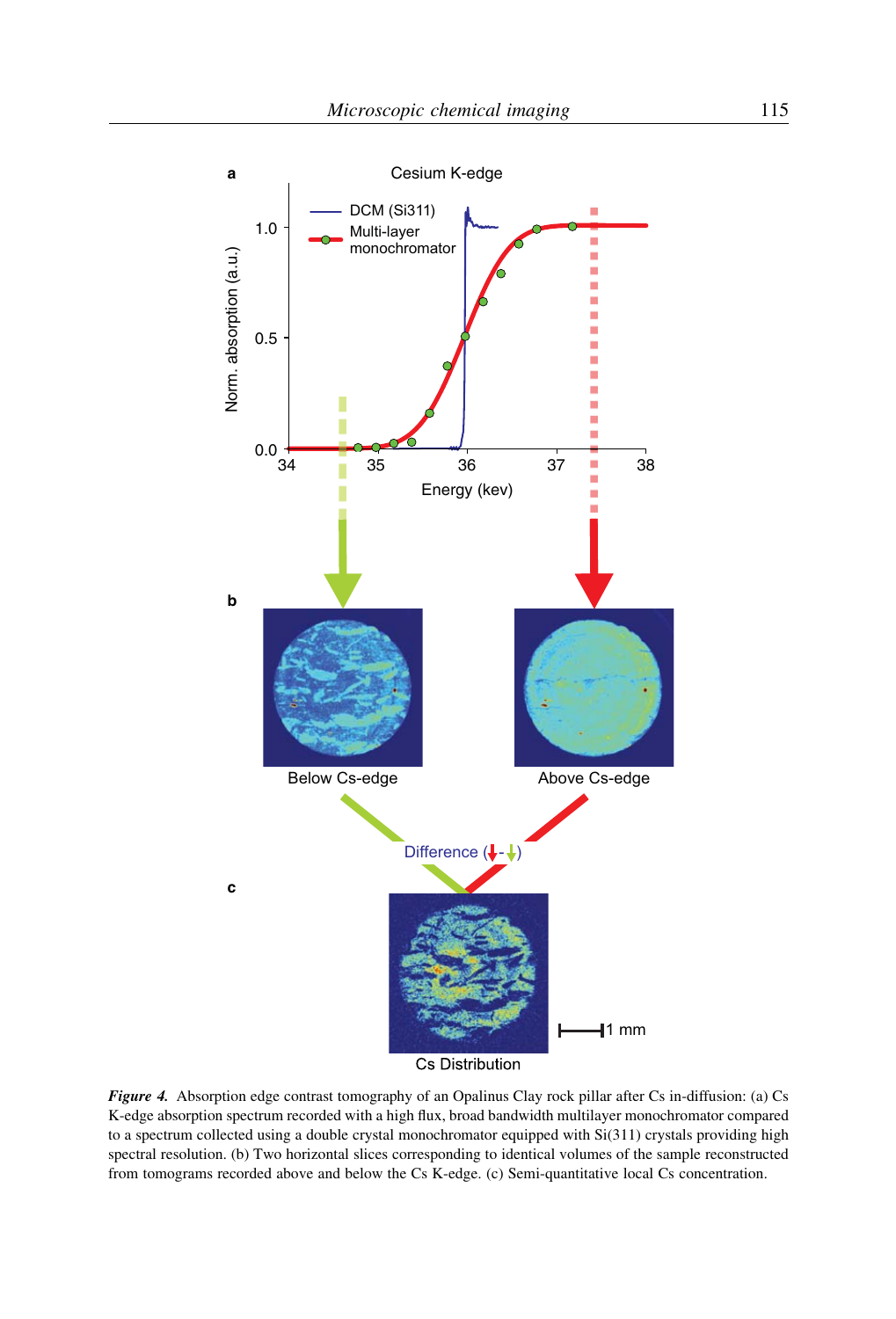*Figure 4.* Absorption edge contrast tomography of an Opalinus Clay rock pillar after Cs in-diffusion: (a) Cs K-edge absorption spectrum recorded with a high flux, broad bandwidth multilayer monochromator compared to a spectrum collected using a double crystal monochromator equipped with Si(311) crystals providing high spectral resolution. (b) Two horizontal slices corresponding to identical volumes of the sample reconstructed from tomograms recorded above and below the Cs K-edge. (c) Semi-quantitative local Cs concentration.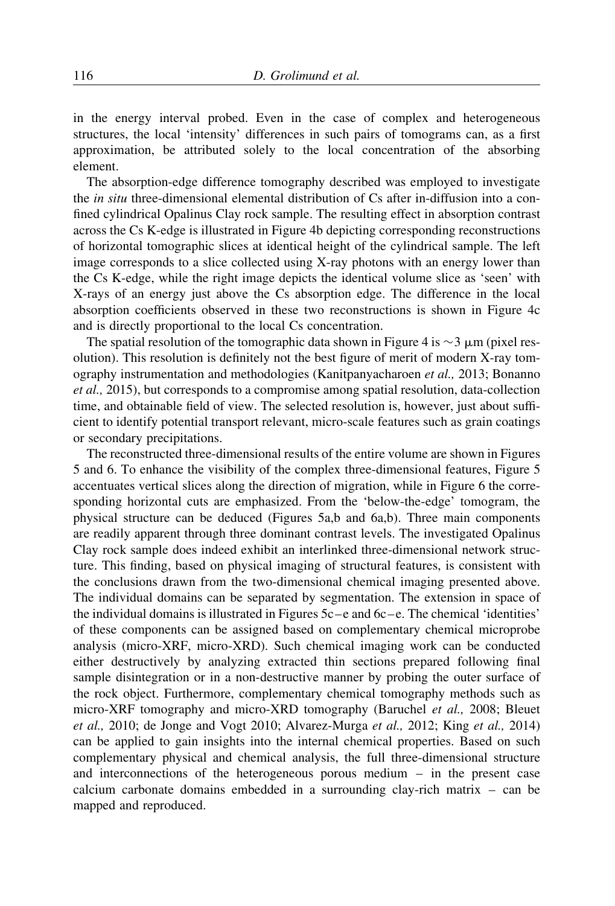in the energy interval probed. Even in the case of complex and heterogeneous structures, the local 'intensity' differences in such pairs of tomograms can, as a first approximation, be attributed solely to the local concentration of the absorbing element.

The absorption-edge difference tomography described was employed to investigate the *in situ* three-dimensional elemental distribution of Cs after in-diffusion into a confined cylindrical Opalinus Clay rock sample. The resulting effect in absorption contrast across the Cs K-edge is illustrated in Figure 4b depicting corresponding reconstructions of horizontal tomographic slices at identical height of the cylindrical sample. The left image corresponds to a slice collected using X-ray photons with an energy lower than the Cs K-edge, while the right image depicts the identical volume slice as 'seen' with X-rays of an energy just above the Cs absorption edge. The difference in the local absorption coefficients observed in these two reconstructions is shown in Figure 4c and is directly proportional to the local Cs concentration.

The spatial resolution of the tomographic data shown in Figure 4 is $\sim 3\ \mu m$ (pixel resolution). This resolution is definitely not the best figure of merit of modern X-ray tomography instrumentation and methodologies (Kanitpanyacharoen *et al.,* 2013; Bonanno *et al.,* 2015), but corresponds to a compromise among spatial resolution, data-collection time, and obtainable field of view. The selected resolution is, however, just about sufficient to identify potential transport relevant, micro-scale features such as grain coatings or secondary precipitations.

The reconstructed three-dimensional results of the entire volume are shown in Figures 5 and 6. To enhance the visibility of the complex three-dimensional features, Figure 5 accentuates vertical slices along the direction of migration, while in Figure 6 the corresponding horizontal cuts are emphasized. From the 'below-the-edge' tomogram, the physical structure can be deduced (Figures 5a,b and 6a,b). Three main components are readily apparent through three dominant contrast levels. The investigated Opalinus Clay rock sample does indeed exhibit an interlinked three-dimensional network structure. This finding, based on physical imaging of structural features, is consistent with the conclusions drawn from the two-dimensional chemical imaging presented above. The individual domains can be separated by segmentation. The extension in space of the individual domains is illustrated in Figures 5c–e and 6c–e. The chemical 'identities' of these components can be assigned based on complementary chemical microprobe analysis (micro-XRF, micro-XRD). Such chemical imaging work can be conducted either destructively by analyzing extracted thin sections prepared following final sample disintegration or in a non-destructive manner by probing the outer surface of the rock object. Furthermore, complementary chemical tomography methods such as micro-XRF tomography and micro-XRD tomography (Baruchel *et al.,* 2008; Bleuet *et al.,* 2010; de Jonge and Vogt 2010; Alvarez-Murga *et al.,* 2012; King *et al.,* 2014) can be applied to gain insights into the internal chemical properties. Based on such complementary physical and chemical analysis, the full three-dimensional structure and interconnections of the heterogeneous porous medium – in the present case calcium carbonate domains embedded in a surrounding clay-rich matrix – can be mapped and reproduced.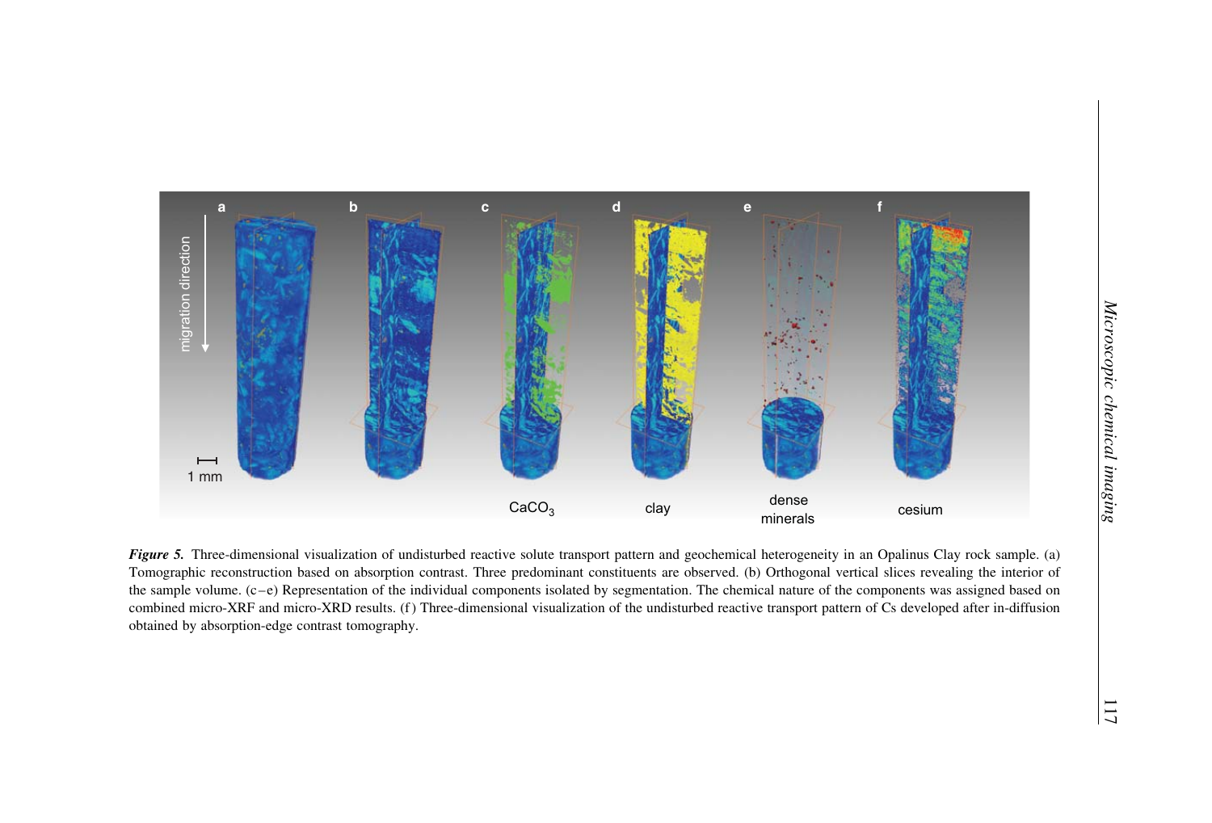*Figure 5.* Three-dimensional visualization of undisturbed reactive solute transport pattern and geochemical heterogeneity in an Opalinus Clay rock sample. (a) Tomographic reconstruction based on absorption contrast. Three predominant constituents are observed. (b) Orthogonal vertical slices revealing the interior of the sample volume. (c–e) Representation of the individual components isolated by segmentation. The chemical nature of the components was assigned based on combined micro-XRF and micro-XRD results. (f) Three-dimensional visualization of the undisturbed reactive transport pattern of Cs developed after in-diffusion obtained by absorption-edge contrast tomography.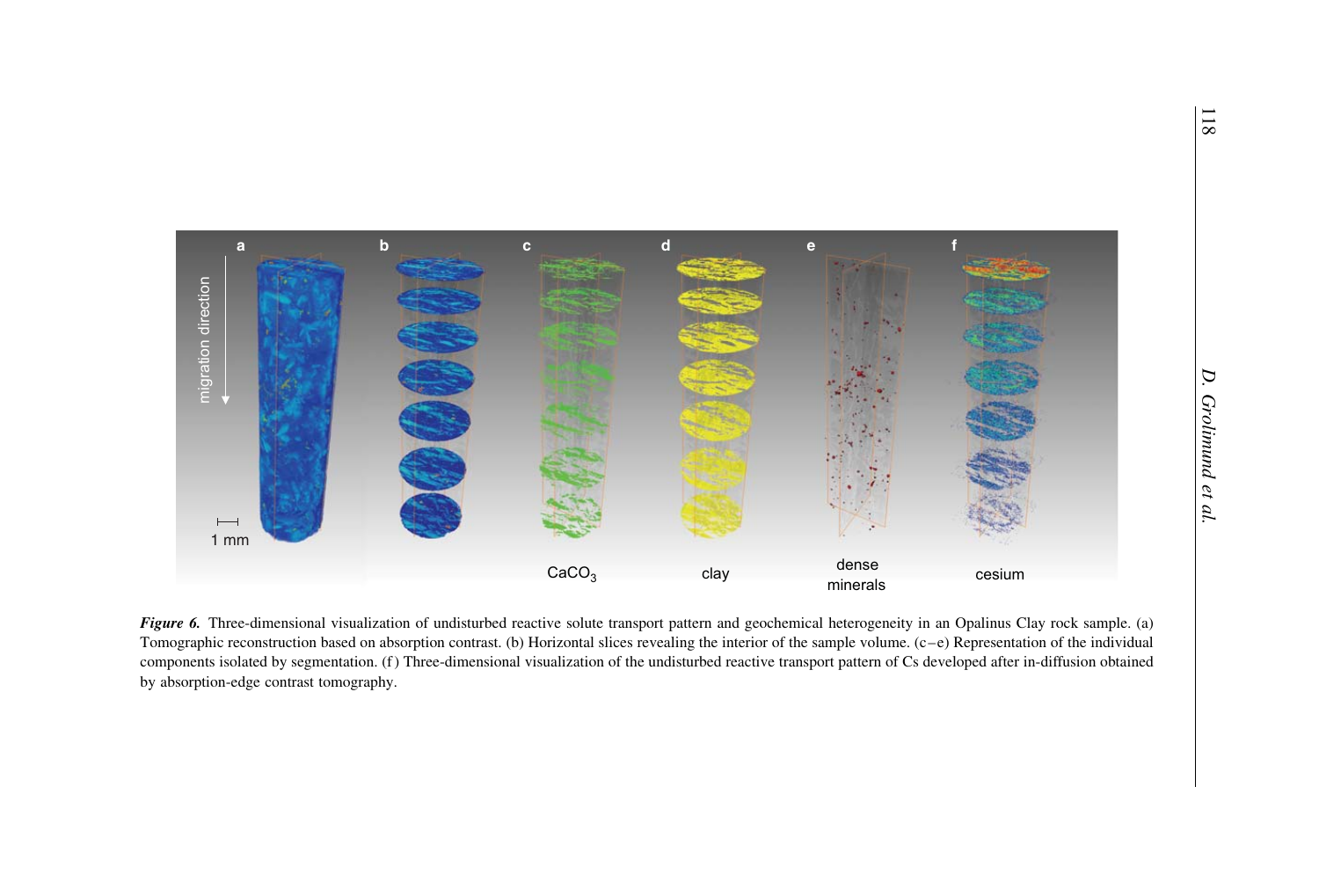*Figure 6.* Three-dimensional visualization of undisturbed reactive solute transport pattern and geochemical heterogeneity in an Opalinus Clay rock sample. (a) Tomographic reconstruction based on absorption contrast. (b) Horizontal slices revealing the interior of the sample volume. (c–e) Representation of the individual components isolated by segmentation. (f) Three-dimensional visualization of the undisturbed reactive transport pattern of Cs developed after in-diffusion obtained by absorption-edge contrast tomography.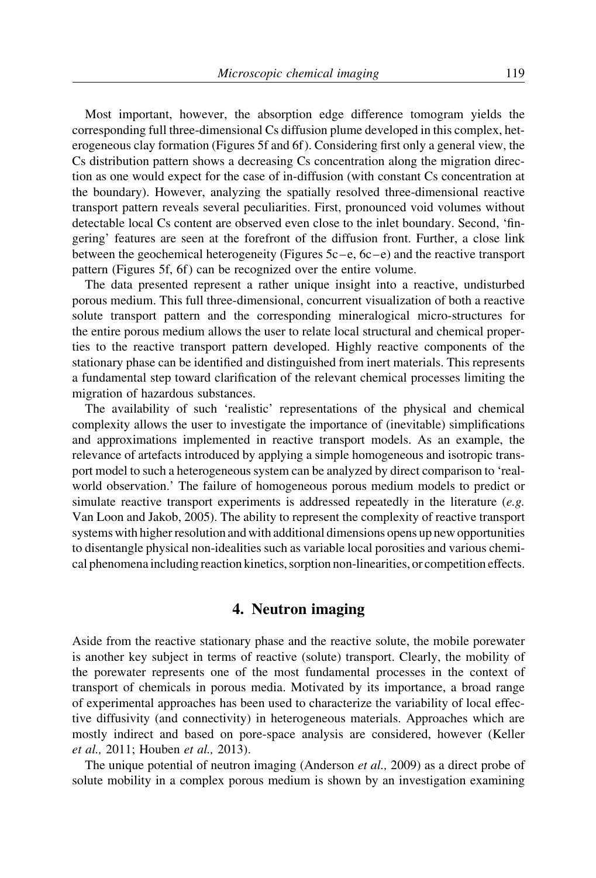Most important, however, the absorption edge difference tomogram yields the corresponding full three-dimensional Cs diffusion plume developed in this complex, heterogeneous clay formation (Figures 5f and 6f). Considering first only a general view, the Cs distribution pattern shows a decreasing Cs concentration along the migration direction as one would expect for the case of in-diffusion (with constant Cs concentration at the boundary). However, analyzing the spatially resolved three-dimensional reactive transport pattern reveals several peculiarities. First, pronounced void volumes without detectable local Cs content are observed even close to the inlet boundary. Second, 'fingering' features are seen at the forefront of the diffusion front. Further, a close link between the geochemical heterogeneity (Figures 5c–e, 6c–e) and the reactive transport pattern (Figures 5f, 6f) can be recognized over the entire volume.

The data presented represent a rather unique insight into a reactive, undisturbed porous medium. This full three-dimensional, concurrent visualization of both a reactive solute transport pattern and the corresponding mineralogical micro-structures for the entire porous medium allows the user to relate local structural and chemical properties to the reactive transport pattern developed. Highly reactive components of the stationary phase can be identified and distinguished from inert materials. This represents a fundamental step toward clarification of the relevant chemical processes limiting the migration of hazardous substances.

The availability of such 'realistic' representations of the physical and chemical complexity allows the user to investigate the importance of (inevitable) simplifications and approximations implemented in reactive transport models. As an example, the relevance of artefacts introduced by applying a simple homogeneous and isotropic transport model to such a heterogeneous system can be analyzed by direct comparison to 'real-world observation.' The failure of homogeneous porous medium models to predict or simulate reactive transport experiments is addressed repeatedly in the literature (*e.g.* Van Loon and Jakob, 2005). The ability to represent the complexity of reactive transport systems with higher resolution and with additional dimensions opens up new opportunities to disentangle physical non-idealities such as variable local porosities and various chemical phenomena including reaction kinetics, sorption non-linearities, or competition effects.

## 4. Neutron imaging

Aside from the reactive stationary phase and the reactive solute, the mobile porewater is another key subject in terms of reactive (solute) transport. Clearly, the mobility of the porewater represents one of the most fundamental processes in the context of transport of chemicals in porous media. Motivated by its importance, a broad range of experimental approaches has been used to characterize the variability of local effective diffusivity (and connectivity) in heterogeneous materials. Approaches which are mostly indirect and based on pore-space analysis are considered, however (Keller *et al.,* 2011; Houben *et al.,* 2013).

The unique potential of neutron imaging (Anderson *et al.,* 2009) as a direct probe of solute mobility in a complex porous medium is shown by an investigation examining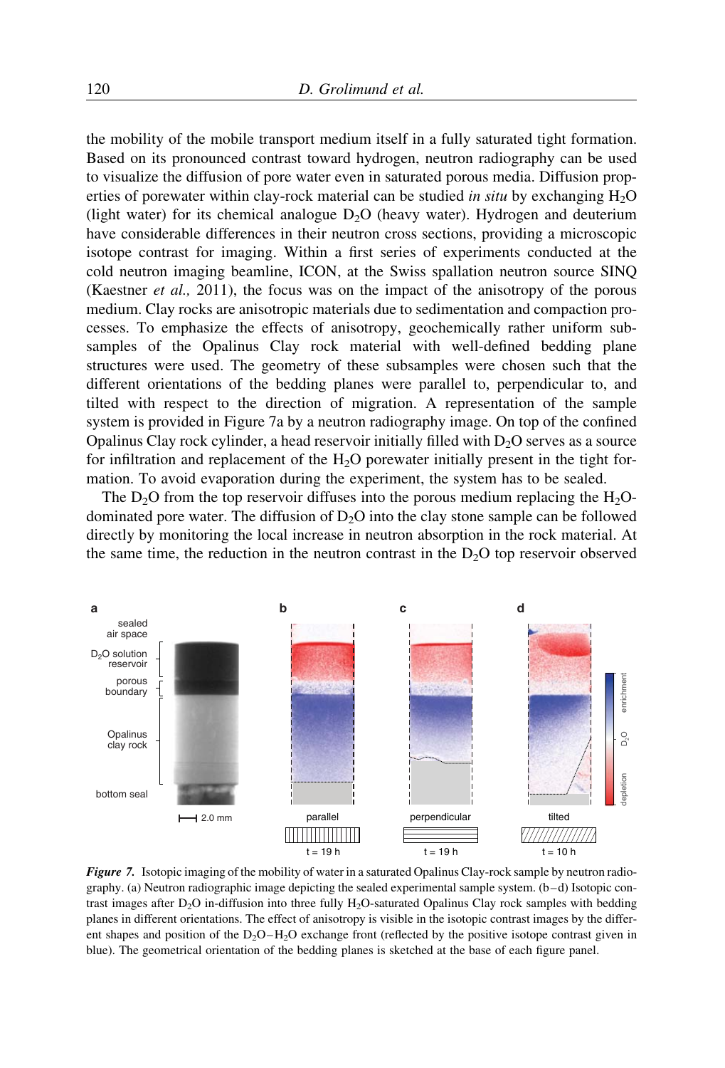the mobility of the mobile transport medium itself in a fully saturated tight formation. Based on its pronounced contrast toward hydrogen, neutron radiography can be used to visualize the diffusion of pore water even in saturated porous media. Diffusion properties of porewater within clay-rock material can be studied *in situ* by exchanging $H_2O$ (light water) for its chemical analogue $D_2O$ (heavy water). Hydrogen and deuterium have considerable differences in their neutron cross sections, providing a microscopic isotope contrast for imaging. Within a first series of experiments conducted at the cold neutron imaging beamline, ICON, at the Swiss spallation neutron source SINQ (Kaestner *et al.,* 2011), the focus was on the impact of the anisotropy of the porous medium. Clay rocks are anisotropic materials due to sedimentation and compaction processes. To emphasize the effects of anisotropy, geochemically rather uniform subsamples of the Opalinus Clay rock material with well-defined bedding plane structures were used. The geometry of these subsamples were chosen such that the different orientations of the bedding planes were parallel to, perpendicular to, and tilted with respect to the direction of migration. A representation of the sample system is provided in Figure 7a by a neutron radiography image. On top of the confined Opalinus Clay rock cylinder, a head reservoir initially filled with $D_2O$ serves as a source for infiltration and replacement of the $H_2O$ porewater initially present in the tight formation. To avoid evaporation during the experiment, the system has to be sealed.

The $D_2O$ from the top reservoir diffuses into the porous medium replacing the $H_2O$-dominated pore water. The diffusion of $D_2O$ into the clay stone sample can be followed directly by monitoring the local increase in neutron absorption in the rock material. At the same time, the reduction in the neutron contrast in the $D_2O$ top reservoir observed

***Figure 7.*** Isotopic imaging of the mobility of water in a saturated Opalinus Clay-rock sample by neutron radiography. (a) Neutron radiographic image depicting the sealed experimental sample system. (b–d) Isotopic contrast images after $D_2O$ in-diffusion into three fully $H_2O$-saturated Opalinus Clay rock samples with bedding planes in different orientations. The effect of anisotropy is visible in the isotopic contrast images by the different shapes and position of the $D_2O$–$H_2O$ exchange front (reflected by the positive isotope contrast given in blue). The geometrical orientation of the bedding planes is sketched at the base of each figure panel.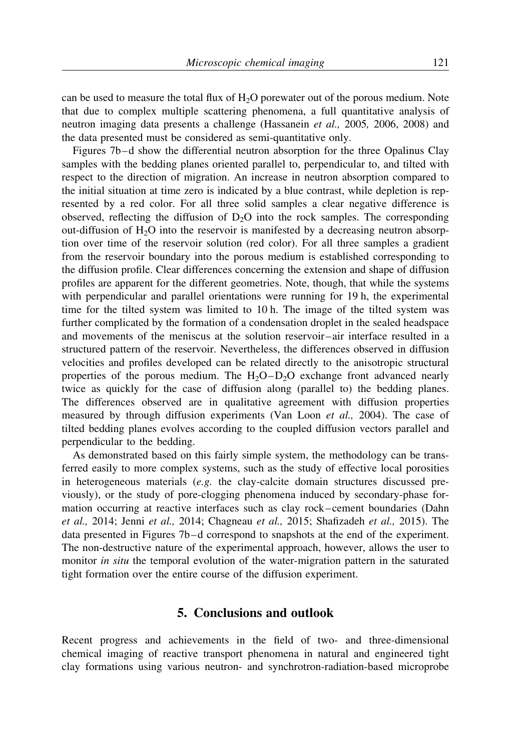can be used to measure the total flux of $H_2O$ porewater out of the porous medium. Note that due to complex multiple scattering phenomena, a full quantitative analysis of neutron imaging data presents a challenge (Hassanein *et al.,* 2005, 2006, 2008) and the data presented must be considered as semi-quantitative only.

Figures 7b–d show the differential neutron absorption for the three Opalinus Clay samples with the bedding planes oriented parallel to, perpendicular to, and tilted with respect to the direction of migration. An increase in neutron absorption compared to the initial situation at time zero is indicated by a blue contrast, while depletion is represented by a red color. For all three solid samples a clear negative difference is observed, reflecting the diffusion of $D_2O$ into the rock samples. The corresponding out-diffusion of $H_2O$ into the reservoir is manifested by a decreasing neutron absorption over time of the reservoir solution (red color). For all three samples a gradient from the reservoir boundary into the porous medium is established corresponding to the diffusion profile. Clear differences concerning the extension and shape of diffusion profiles are apparent for the different geometries. Note, though, that while the systems with perpendicular and parallel orientations were running for 19 h, the experimental time for the tilted system was limited to 10 h. The image of the tilted system was further complicated by the formation of a condensation droplet in the sealed headspace and movements of the meniscus at the solution reservoir–air interface resulted in a structured pattern of the reservoir. Nevertheless, the differences observed in diffusion velocities and profiles developed can be related directly to the anisotropic structural properties of the porous medium. The $H_2O$–$D_2O$ exchange front advanced nearly twice as quickly for the case of diffusion along (parallel to) the bedding planes. The differences observed are in qualitative agreement with diffusion properties measured by through diffusion experiments (Van Loon *et al.,* 2004). The case of tilted bedding planes evolves according to the coupled diffusion vectors parallel and perpendicular to the bedding.

As demonstrated based on this fairly simple system, the methodology can be transferred easily to more complex systems, such as the study of effective local porosities in heterogeneous materials (*e.g.* the clay-calcite domain structures discussed previously), or the study of pore-clogging phenomena induced by secondary-phase formation occurring at reactive interfaces such as clay rock–cement boundaries (Dahn *et al.,* 2014; Jenni *et al.,* 2014; Chagneau *et al.,* 2015; Shafizadeh *et al.,* 2015). The data presented in Figures 7b–d correspond to snapshots at the end of the experiment. The non-destructive nature of the experimental approach, however, allows the user to monitor *in situ* the temporal evolution of the water-migration pattern in the saturated tight formation over the entire course of the diffusion experiment.

## 5. Conclusions and outlook

Recent progress and achievements in the field of two- and three-dimensional chemical imaging of reactive transport phenomena in natural and engineered tight clay formations using various neutron- and synchrotron-radiation-based microprobe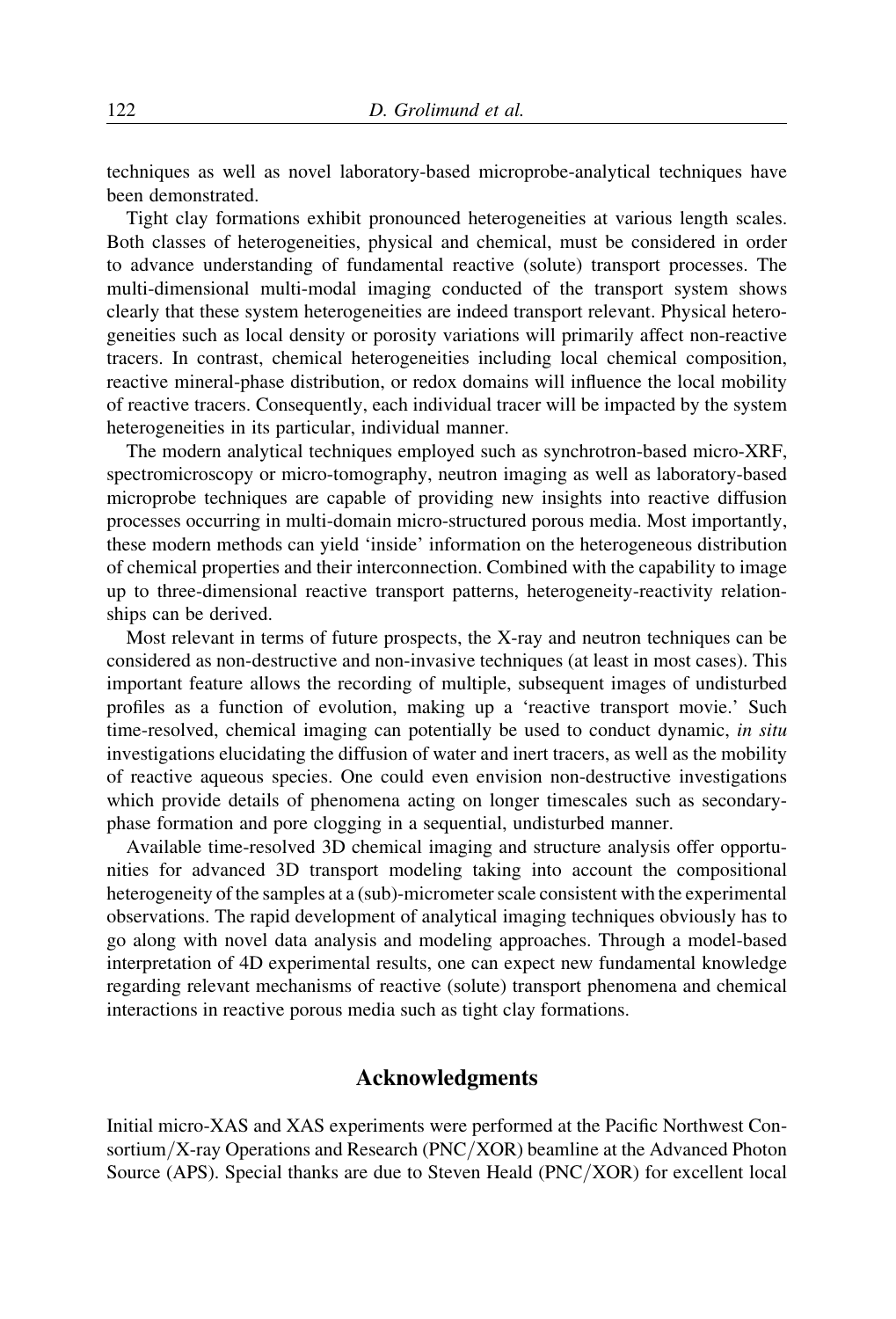techniques as well as novel laboratory-based microprobe-analytical techniques have been demonstrated.

Tight clay formations exhibit pronounced heterogeneities at various length scales. Both classes of heterogeneities, physical and chemical, must be considered in order to advance understanding of fundamental reactive (solute) transport processes. The multi-dimensional multi-modal imaging conducted of the transport system shows clearly that these system heterogeneities are indeed transport relevant. Physical heterogeneities such as local density or porosity variations will primarily affect non-reactive tracers. In contrast, chemical heterogeneities including local chemical composition, reactive mineral-phase distribution, or redox domains will influence the local mobility of reactive tracers. Consequently, each individual tracer will be impacted by the system heterogeneities in its particular, individual manner.

The modern analytical techniques employed such as synchrotron-based micro-XRF, spectromicroscopy or micro-tomography, neutron imaging as well as laboratory-based microprobe techniques are capable of providing new insights into reactive diffusion processes occurring in multi-domain micro-structured porous media. Most importantly, these modern methods can yield 'inside' information on the heterogeneous distribution of chemical properties and their interconnection. Combined with the capability to image up to three-dimensional reactive transport patterns, heterogeneity-reactivity relationships can be derived.

Most relevant in terms of future prospects, the X-ray and neutron techniques can be considered as non-destructive and non-invasive techniques (at least in most cases). This important feature allows the recording of multiple, subsequent images of undisturbed profiles as a function of evolution, making up a 'reactive transport movie.' Such time-resolved, chemical imaging can potentially be used to conduct dynamic, *in situ* investigations elucidating the diffusion of water and inert tracers, as well as the mobility of reactive aqueous species. One could even envision non-destructive investigations which provide details of phenomena acting on longer timescales such as secondary-phase formation and pore clogging in a sequential, undisturbed manner.

Available time-resolved 3D chemical imaging and structure analysis offer opportunities for advanced 3D transport modeling taking into account the compositional heterogeneity of the samples at a (sub)-micrometer scale consistent with the experimental observations. The rapid development of analytical imaging techniques obviously has to go along with novel data analysis and modeling approaches. Through a model-based interpretation of 4D experimental results, one can expect new fundamental knowledge regarding relevant mechanisms of reactive (solute) transport phenomena and chemical interactions in reactive porous media such as tight clay formations.

## Acknowledgments

Initial micro-XAS and XAS experiments were performed at the Pacific Northwest Consortium/X-ray Operations and Research (PNC/XOR) beamline at the Advanced Photon Source (APS). Special thanks are due to Steven Heald (PNC/XOR) for excellent local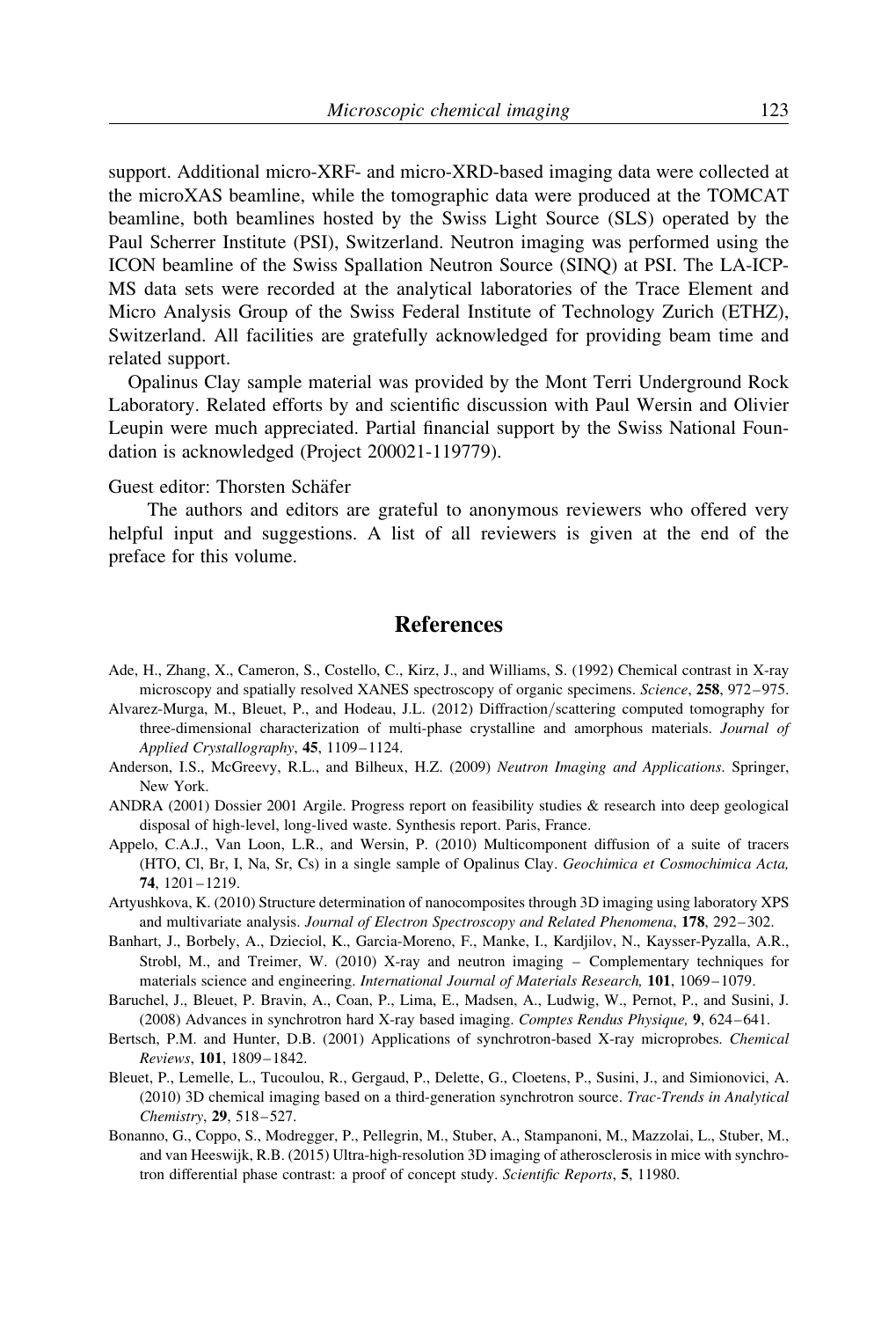support. Additional micro-XRF- and micro-XRD-based imaging data were collected at the microXAS beamline, while the tomographic data were produced at the TOMCAT beamline, both beamlines hosted by the Swiss Light Source (SLS) operated by the Paul Scherrer Institute (PSI), Switzerland. Neutron imaging was performed using the ICON beamline of the Swiss Spallation Neutron Source (SINQ) at PSI. The LA-ICP-MS data sets were recorded at the analytical laboratories of the Trace Element and Micro Analysis Group of the Swiss Federal Institute of Technology Zurich (ETHZ), Switzerland. All facilities are gratefully acknowledged for providing beam time and related support.

Opalinus Clay sample material was provided by the Mont Terri Underground Rock Laboratory. Related efforts by and scientific discussion with Paul Wersin and Olivier Leupin were much appreciated. Partial financial support by the Swiss National Foundation is acknowledged (Project 200021-119779).

Guest editor: Thorsten Schäfer

The authors and editors are grateful to anonymous reviewers who offered very helpful input and suggestions. A list of all reviewers is given at the end of the preface for this volume.

## References

Ade, H., Zhang, X., Cameron, S., Costello, C., Kirz, J., and Williams, S. (1992) Chemical contrast in X-ray microscopy and spatially resolved XANES spectroscopy of organic specimens. *Science*, **258**, 972–975.

Alvarez-Murga, M., Bleuet, P., and Hodeau, J.L. (2012) Diffraction/scattering computed tomography for three-dimensional characterization of multi-phase crystalline and amorphous materials. *Journal of Applied Crystallography*, **45**, 1109–1124.

Anderson, I.S., McGreevy, R.L., and Bilheux, H.Z. (2009) *Neutron Imaging and Applications*. Springer, New York.

ANDRA (2001) Dossier 2001 Argile. Progress report on feasibility studies & research into deep geological disposal of high-level, long-lived waste. Synthesis report. Paris, France.

Appelo, C.A.J., Van Loon, L.R., and Wersin, P. (2010) Multicomponent diffusion of a suite of tracers (HTO, Cl, Br, I, Na, Sr, Cs) in a single sample of Opalinus Clay. *Geochimica et Cosmochimica Acta,* **74**, 1201–1219.

Artyushkova, K. (2010) Structure determination of nanocomposites through 3D imaging using laboratory XPS and multivariate analysis. *Journal of Electron Spectroscopy and Related Phenomena*, **178**, 292–302.

Banhart, J., Borbely, A., Dzieciol, K., Garcia-Moreno, F., Manke, I., Kardjilov, N., Kaysser-Pyzalla, A.R., Strobl, M., and Treimer, W. (2010) X-ray and neutron imaging – Complementary techniques for materials science and engineering. *International Journal of Materials Research,* **101**, 1069–1079.

Baruchel, J., Bleuet, P. Bravin, A., Coan, P., Lima, E., Madsen, A., Ludwig, W., Pernot, P., and Susini, J. (2008) Advances in synchrotron hard X-ray based imaging. *Comptes Rendus Physique,* **9**, 624–641.

Bertsch, P.M. and Hunter, D.B. (2001) Applications of synchrotron-based X-ray microprobes. *Chemical Reviews*, **101**, 1809–1842.

Bleuet, P., Lemelle, L., Tucoulou, R., Gergaud, P., Delette, G., Cloetens, P., Susini, J., and Simionovici, A. (2010) 3D chemical imaging based on a third-generation synchrotron source. *Trac-Trends in Analytical Chemistry*, **29**, 518–527.

Bonanno, G., Coppo, S., Modregger, P., Pellegrin, M., Stuber, A., Stampanoni, M., Mazzolai, L., Stuber, M., and van Heeswijk, R.B. (2015) Ultra-high-resolution 3D imaging of atherosclerosis in mice with synchrotron differential phase contrast: a proof of concept study. *Scientific Reports*, **5**, 11980.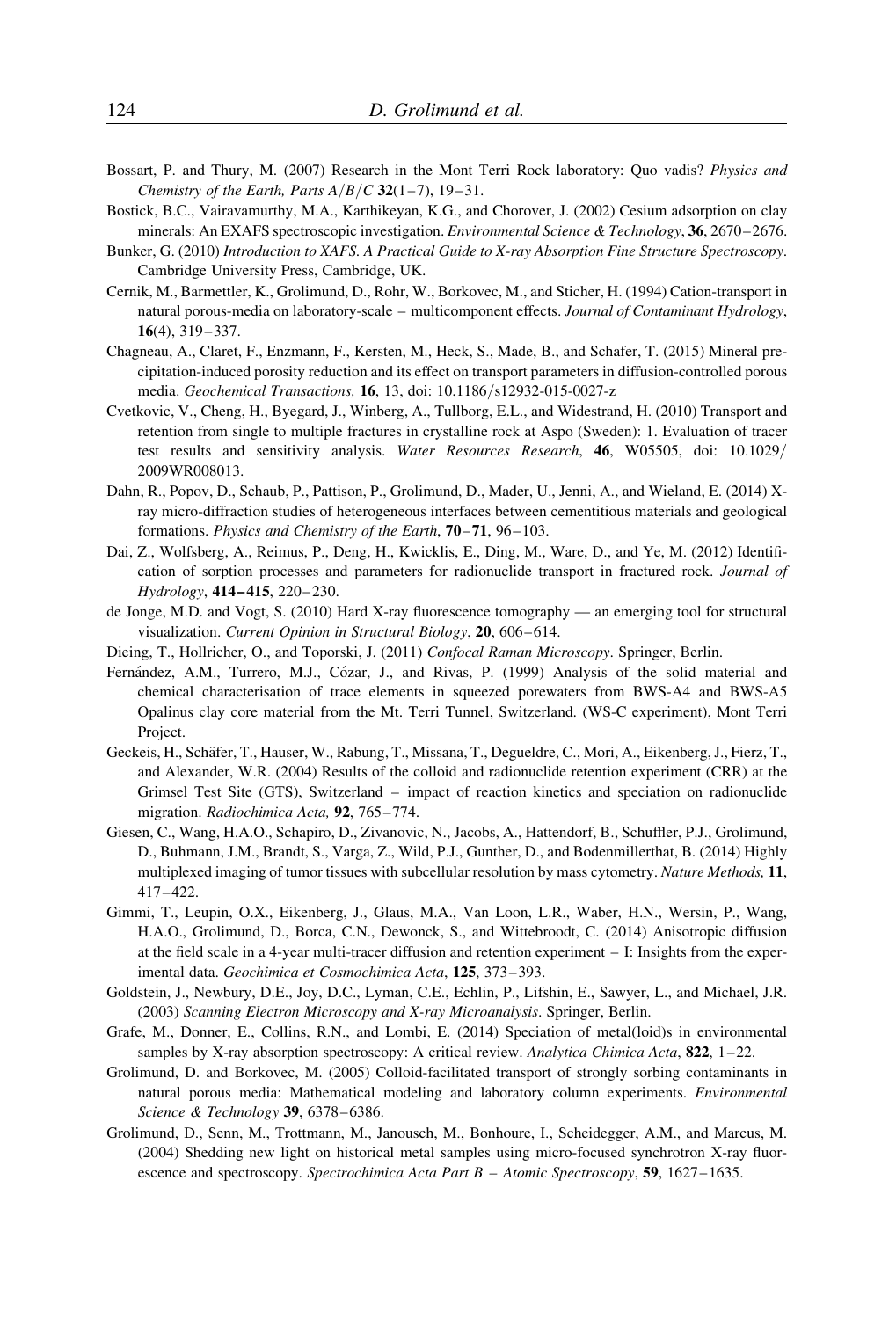Bossart, P. and Thury, M. (2007) Research in the Mont Terri Rock laboratory: Quo vadis? *Physics and Chemistry of the Earth, Parts A/B/C* **32**(1–7), 19–31.

Bostick, B.C., Vairavamurthy, M.A., Karthikeyan, K.G., and Chorover, J. (2002) Cesium adsorption on clay minerals: An EXAFS spectroscopic investigation. *Environmental Science & Technology*, **36**, 2670–2676.

Bunker, G. (2010) *Introduction to XAFS. A Practical Guide to X-ray Absorption Fine Structure Spectroscopy*. Cambridge University Press, Cambridge, UK.

Cernik, M., Barmettler, K., Grolimund, D., Rohr, W., Borkovec, M., and Sticher, H. (1994) Cation-transport in natural porous-media on laboratory-scale – multicomponent effects. *Journal of Contaminant Hydrology*, **16**(4), 319–337.

Chagneau, A., Claret, F., Enzmann, F., Kersten, M., Heck, S., Made, B., and Schafer, T. (2015) Mineral precipitation-induced porosity reduction and its effect on transport parameters in diffusion-controlled porous media. *Geochemical Transactions,* **16**, 13, doi: 10.1186/s12932-015-0027-z

Cvetkovic, V., Cheng, H., Byegard, J., Winberg, A., Tullborg, E.L., and Widestrand, H. (2010) Transport and retention from single to multiple fractures in crystalline rock at Aspo (Sweden): 1. Evaluation of tracer test results and sensitivity analysis. *Water Resources Research*, **46**, W05505, doi: 10.1029/2009WR008013.

Dahn, R., Popov, D., Schaub, P., Pattison, P., Grolimund, D., Mader, U., Jenni, A., and Wieland, E. (2014) X-ray micro-diffraction studies of heterogeneous interfaces between cementitious materials and geological formations. *Physics and Chemistry of the Earth*, **70–71**, 96–103.

Dai, Z., Wolfsberg, A., Reimus, P., Deng, H., Kwicklis, E., Ding, M., Ware, D., and Ye, M. (2012) Identification of sorption processes and parameters for radionuclide transport in fractured rock. *Journal of Hydrology*, **414–415**, 220–230.

de Jonge, M.D. and Vogt, S. (2010) Hard X-ray fluorescence tomography — an emerging tool for structural visualization. *Current Opinion in Structural Biology*, **20**, 606–614.

Dieing, T., Hollricher, O., and Toporski, J. (2011) *Confocal Raman Microscopy*. Springer, Berlin.

Fernández, A.M., Turrero, M.J., Cózar, J., and Rivas, P. (1999) Analysis of the solid material and chemical characterisation of trace elements in squeezed porewaters from BWS-A4 and BWS-A5 Opalinus clay core material from the Mt. Terri Tunnel, Switzerland. (WS-C experiment), Mont Terri Project.

Geckeis, H., Schäfer, T., Hauser, W., Rabung, T., Missana, T., Degueldre, C., Mori, A., Eikenberg, J., Fierz, T., and Alexander, W.R. (2004) Results of the colloid and radionuclide retention experiment (CRR) at the Grimsel Test Site (GTS), Switzerland – impact of reaction kinetics and speciation on radionuclide migration. *Radiochimica Acta,* **92**, 765–774.

Giesen, C., Wang, H.A.O., Schapiro, D., Zivanovic, N., Jacobs, A., Hattendorf, B., Schuffler, P.J., Grolimund, D., Buhmann, J.M., Brandt, S., Varga, Z., Wild, P.J., Gunther, D., and Bodenmillerthat, B. (2014) Highly multiplexed imaging of tumor tissues with subcellular resolution by mass cytometry. *Nature Methods,* **11**, 417–422.

Gimmi, T., Leupin, O.X., Eikenberg, J., Glaus, M.A., Van Loon, L.R., Waber, H.N., Wersin, P., Wang, H.A.O., Grolimund, D., Borca, C.N., Dewonck, S., and Wittebroodt, C. (2014) Anisotropic diffusion at the field scale in a 4-year multi-tracer diffusion and retention experiment – I: Insights from the experimental data. *Geochimica et Cosmochimica Acta*, **125**, 373–393.

Goldstein, J., Newbury, D.E., Joy, D.C., Lyman, C.E., Echlin, P., Lifshin, E., Sawyer, L., and Michael, J.R. (2003) *Scanning Electron Microscopy and X-ray Microanalysis*. Springer, Berlin.

Grafe, M., Donner, E., Collins, R.N., and Lombi, E. (2014) Speciation of metal(loid)s in environmental samples by X-ray absorption spectroscopy: A critical review. *Analytica Chimica Acta*, **822**, 1–22.

Grolimund, D. and Borkovec, M. (2005) Colloid-facilitated transport of strongly sorbing contaminants in natural porous media: Mathematical modeling and laboratory column experiments. *Environmental Science & Technology* **39**, 6378–6386.

Grolimund, D., Senn, M., Trottmann, M., Janousch, M., Bonhoure, I., Scheidegger, A.M., and Marcus, M. (2004) Shedding new light on historical metal samples using micro-focused synchrotron X-ray fluorescence and spectroscopy. *Spectrochimica Acta Part B – Atomic Spectroscopy*, **59**, 1627–1635.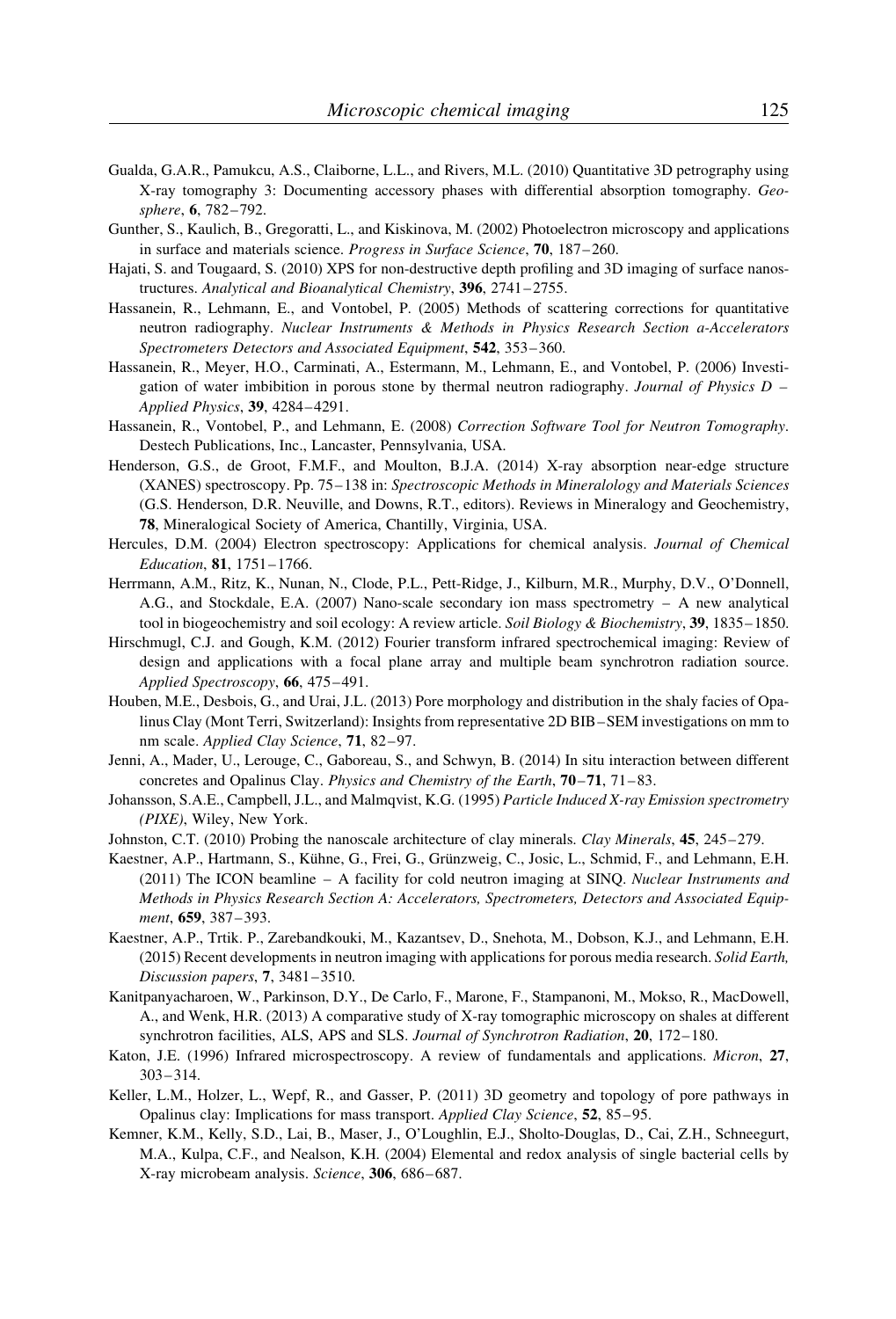Gualda, G.A.R., Pamukcu, A.S., Claiborne, L.L., and Rivers, M.L. (2010) Quantitative 3D petrography using X-ray tomography 3: Documenting accessory phases with differential absorption tomography. *Geosphere*, **6**, 782–792.

Gunther, S., Kaulich, B., Gregoratti, L., and Kiskinova, M. (2002) Photoelectron microscopy and applications in surface and materials science. *Progress in Surface Science*, **70**, 187–260.

Hajati, S. and Tougaard, S. (2010) XPS for non-destructive depth profiling and 3D imaging of surface nanostructures. *Analytical and Bioanalytical Chemistry*, **396**, 2741–2755.

Hassanein, R., Lehmann, E., and Vontobel, P. (2005) Methods of scattering corrections for quantitative neutron radiography. *Nuclear Instruments & Methods in Physics Research Section a-Accelerators Spectrometers Detectors and Associated Equipment*, **542**, 353–360.

Hassanein, R., Meyer, H.O., Carminati, A., Estermann, M., Lehmann, E., and Vontobel, P. (2006) Investigation of water imbibition in porous stone by thermal neutron radiography. *Journal of Physics D – Applied Physics*, **39**, 4284–4291.

Hassanein, R., Vontobel, P., and Lehmann, E. (2008) *Correction Software Tool for Neutron Tomography*. Destech Publications, Inc., Lancaster, Pennsylvania, USA.

Henderson, G.S., de Groot, F.M.F., and Moulton, B.J.A. (2014) X-ray absorption near-edge structure (XANES) spectroscopy. Pp. 75–138 in: *Spectroscopic Methods in Mineralology and Materials Sciences* (G.S. Henderson, D.R. Neuville, and Downs, R.T., editors). Reviews in Mineralogy and Geochemistry, **78**, Mineralogical Society of America, Chantilly, Virginia, USA.

Hercules, D.M. (2004) Electron spectroscopy: Applications for chemical analysis. *Journal of Chemical Education*, **81**, 1751–1766.

Herrmann, A.M., Ritz, K., Nunan, N., Clode, P.L., Pett-Ridge, J., Kilburn, M.R., Murphy, D.V., O'Donnell, A.G., and Stockdale, E.A. (2007) Nano-scale secondary ion mass spectrometry – A new analytical tool in biogeochemistry and soil ecology: A review article. *Soil Biology & Biochemistry*, **39**, 1835–1850.

Hirschmugl, C.J. and Gough, K.M. (2012) Fourier transform infrared spectrochemical imaging: Review of design and applications with a focal plane array and multiple beam synchrotron radiation source. *Applied Spectroscopy*, **66**, 475–491.

Houben, M.E., Desbois, G., and Urai, J.L. (2013) Pore morphology and distribution in the shaly facies of Opalinus Clay (Mont Terri, Switzerland): Insights from representative 2D BIB–SEM investigations on mm to nm scale. *Applied Clay Science*, **71**, 82–97.

Jenni, A., Mader, U., Lerouge, C., Gaboreau, S., and Schwyn, B. (2014) In situ interaction between different concretes and Opalinus Clay. *Physics and Chemistry of the Earth*, **70–71**, 71–83.

Johansson, S.A.E., Campbell, J.L., and Malmqvist, K.G. (1995) *Particle Induced X-ray Emission spectrometry (PIXE)*, Wiley, New York.

Johnston, C.T. (2010) Probing the nanoscale architecture of clay minerals. *Clay Minerals*, **45**, 245–279.

Kaestner, A.P., Hartmann, S., Kühne, G., Frei, G., Grünzweig, C., Josic, L., Schmid, F., and Lehmann, E.H. (2011) The ICON beamline – A facility for cold neutron imaging at SINQ. *Nuclear Instruments and Methods in Physics Research Section A: Accelerators, Spectrometers, Detectors and Associated Equipment*, **659**, 387–393.

Kaestner, A.P., Trtik. P., Zarebandkouki, M., Kazantsev, D., Snehota, M., Dobson, K.J., and Lehmann, E.H. (2015) Recent developments in neutron imaging with applications for porous media research. *Solid Earth, Discussion papers*, **7**, 3481–3510.

Kanitpanyacharoen, W., Parkinson, D.Y., De Carlo, F., Marone, F., Stampanoni, M., Mokso, R., MacDowell, A., and Wenk, H.R. (2013) A comparative study of X-ray tomographic microscopy on shales at different synchrotron facilities, ALS, APS and SLS. *Journal of Synchrotron Radiation*, **20**, 172–180.

Katon, J.E. (1996) Infrared microspectroscopy. A review of fundamentals and applications. *Micron*, **27**, 303–314.

Keller, L.M., Holzer, L., Wepf, R., and Gasser, P. (2011) 3D geometry and topology of pore pathways in Opalinus clay: Implications for mass transport. *Applied Clay Science*, **52**, 85–95.

Kemner, K.M., Kelly, S.D., Lai, B., Maser, J., O'Loughlin, E.J., Sholto-Douglas, D., Cai, Z.H., Schneegurt, M.A., Kulpa, C.F., and Nealson, K.H. (2004) Elemental and redox analysis of single bacterial cells by X-ray microbeam analysis. *Science*, **306**, 686–687.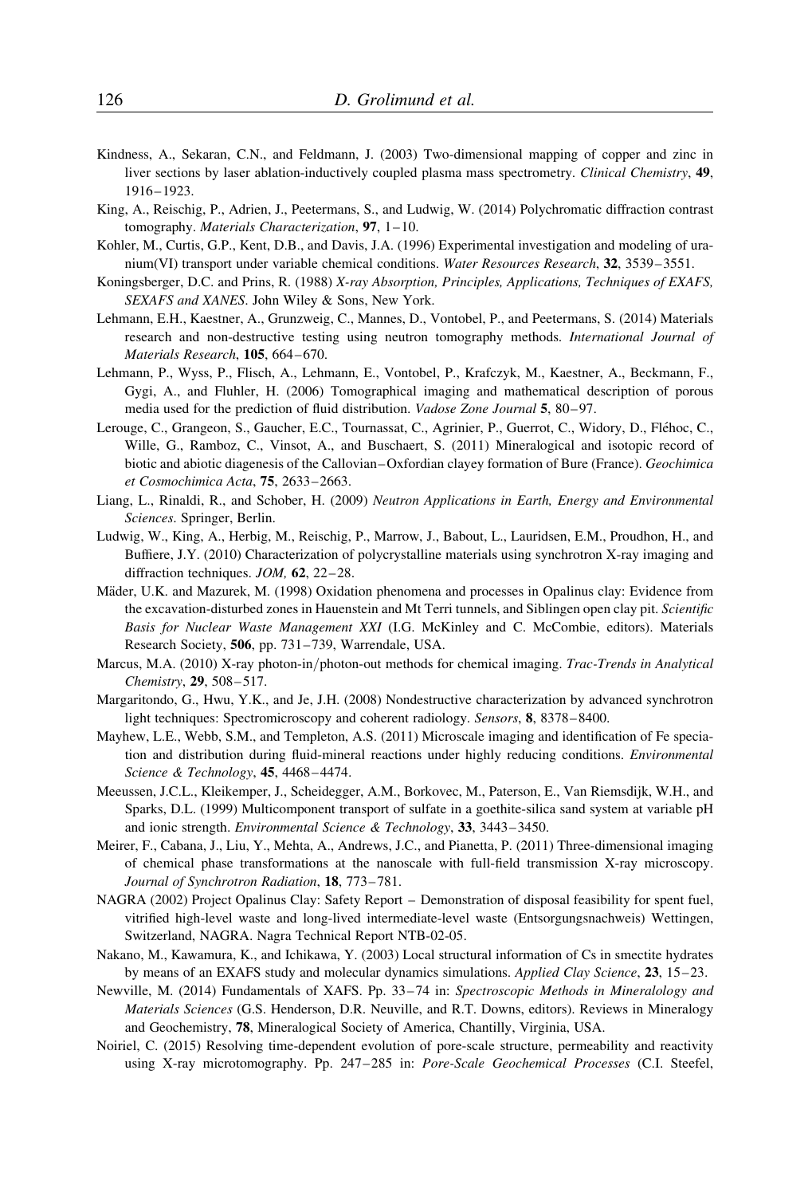Kindness, A., Sekaran, C.N., and Feldmann, J. (2003) Two-dimensional mapping of copper and zinc in liver sections by laser ablation-inductively coupled plasma mass spectrometry. *Clinical Chemistry*, **49**, 1916–1923.

King, A., Reischig, P., Adrien, J., Peetermans, S., and Ludwig, W. (2014) Polychromatic diffraction contrast tomography. *Materials Characterization*, **97**, 1–10.

Kohler, M., Curtis, G.P., Kent, D.B., and Davis, J.A. (1996) Experimental investigation and modeling of uranium(VI) transport under variable chemical conditions. *Water Resources Research*, **32**, 3539–3551.

Koningsberger, D.C. and Prins, R. (1988) *X-ray Absorption, Principles, Applications, Techniques of EXAFS, SEXAFS and XANES*. John Wiley & Sons, New York.

Lehmann, E.H., Kaestner, A., Grunzweig, C., Mannes, D., Vontobel, P., and Peetermans, S. (2014) Materials research and non-destructive testing using neutron tomography methods. *International Journal of Materials Research*, **105**, 664–670.

Lehmann, P., Wyss, P., Flisch, A., Lehmann, E., Vontobel, P., Krafczyk, M., Kaestner, A., Beckmann, F., Gygi, A., and Fluhler, H. (2006) Tomographical imaging and mathematical description of porous media used for the prediction of fluid distribution. *Vadose Zone Journal* **5**, 80–97.

Lerouge, C., Grangeon, S., Gaucher, E.C., Tournassat, C., Agrinier, P., Guerrot, C., Widory, D., Fléhoc, C., Wille, G., Ramboz, C., Vinsot, A., and Buschaert, S. (2011) Mineralogical and isotopic record of biotic and abiotic diagenesis of the Callovian–Oxfordian clayey formation of Bure (France). *Geochimica et Cosmochimica Acta*, **75**, 2633–2663.

Liang, L., Rinaldi, R., and Schober, H. (2009) *Neutron Applications in Earth, Energy and Environmental Sciences*. Springer, Berlin.

Ludwig, W., King, A., Herbig, M., Reischig, P., Marrow, J., Babout, L., Lauridsen, E.M., Proudhon, H., and Buffiere, J.Y. (2010) Characterization of polycrystalline materials using synchrotron X-ray imaging and diffraction techniques. *JOM,* **62**, 22–28.

Mäder, U.K. and Mazurek, M. (1998) Oxidation phenomena and processes in Opalinus clay: Evidence from the excavation-disturbed zones in Hauenstein and Mt Terri tunnels, and Siblingen open clay pit. *Scientific Basis for Nuclear Waste Management XXI* (I.G. McKinley and C. McCombie, editors). Materials Research Society, **506**, pp. 731–739, Warrendale, USA.

Marcus, M.A. (2010) X-ray photon-in/photon-out methods for chemical imaging. *Trac-Trends in Analytical Chemistry*, **29**, 508–517.

Margaritondo, G., Hwu, Y.K., and Je, J.H. (2008) Nondestructive characterization by advanced synchrotron light techniques: Spectromicroscopy and coherent radiology. *Sensors*, **8**, 8378–8400.

Mayhew, L.E., Webb, S.M., and Templeton, A.S. (2011) Microscale imaging and identification of Fe speciation and distribution during fluid-mineral reactions under highly reducing conditions. *Environmental Science & Technology*, **45**, 4468–4474.

Meeussen, J.C.L., Kleikemper, J., Scheidegger, A.M., Borkovec, M., Paterson, E., Van Riemsdijk, W.H., and Sparks, D.L. (1999) Multicomponent transport of sulfate in a goethite-silica sand system at variable pH and ionic strength. *Environmental Science & Technology*, **33**, 3443–3450.

Meirer, F., Cabana, J., Liu, Y., Mehta, A., Andrews, J.C., and Pianetta, P. (2011) Three-dimensional imaging of chemical phase transformations at the nanoscale with full-field transmission X-ray microscopy. *Journal of Synchrotron Radiation*, **18**, 773–781.

NAGRA (2002) Project Opalinus Clay: Safety Report – Demonstration of disposal feasibility for spent fuel, vitrified high-level waste and long-lived intermediate-level waste (Entsorgungsnachweis) Wettingen, Switzerland, NAGRA. Nagra Technical Report NTB-02-05.

Nakano, M., Kawamura, K., and Ichikawa, Y. (2003) Local structural information of Cs in smectite hydrates by means of an EXAFS study and molecular dynamics simulations. *Applied Clay Science*, **23**, 15–23.

Newville, M. (2014) Fundamentals of XAFS. Pp. 33–74 in: *Spectroscopic Methods in Mineralogy and Materials Sciences* (G.S. Henderson, D.R. Neuville, and R.T. Downs, editors). Reviews in Mineralogy and Geochemistry, **78**, Mineralogical Society of America, Chantilly, Virginia, USA.

Noiriel, C. (2015) Resolving time-dependent evolution of pore-scale structure, permeability and reactivity using X-ray microtomography. Pp. 247–285 in: *Pore-Scale Geochemical Processes* (C.I. Steefel,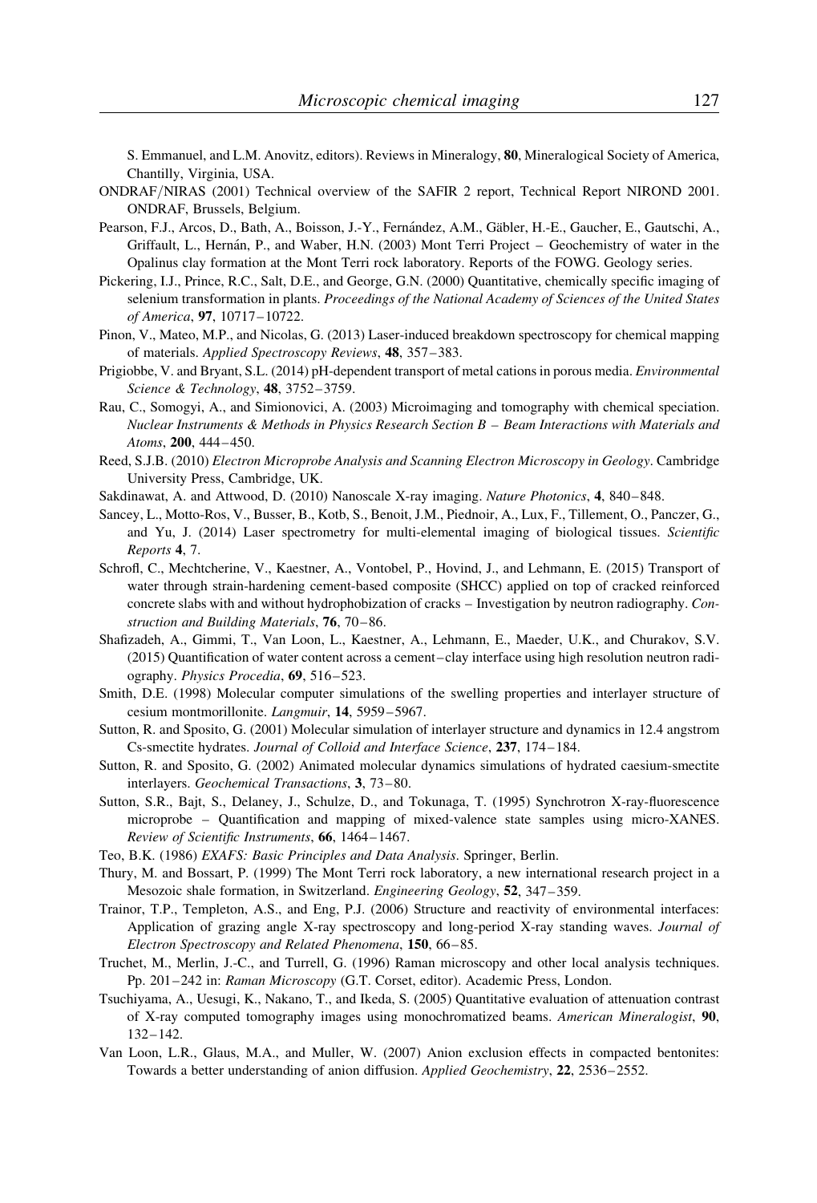S. Emmanuel, and L.M. Anovitz, editors). Reviews in Mineralogy, **80**, Mineralogical Society of America, Chantilly, Virginia, USA.

ONDRAF/NIRAS (2001) Technical overview of the SAFIR 2 report, Technical Report NIROND 2001. ONDRAF, Brussels, Belgium.

Pearson, F.J., Arcos, D., Bath, A., Boisson, J.-Y., Fernández, A.M., Gäbler, H.-E., Gaucher, E., Gautschi, A., Griffault, L., Hernán, P., and Waber, H.N. (2003) Mont Terri Project – Geochemistry of water in the Opalinus clay formation at the Mont Terri rock laboratory. Reports of the FOWG. Geology series.

Pickering, I.J., Prince, R.C., Salt, D.E., and George, G.N. (2000) Quantitative, chemically specific imaging of selenium transformation in plants. *Proceedings of the National Academy of Sciences of the United States of America*, **97**, 10717–10722.

Pinon, V., Mateo, M.P., and Nicolas, G. (2013) Laser-induced breakdown spectroscopy for chemical mapping of materials. *Applied Spectroscopy Reviews*, **48**, 357–383.

Prigiobbe, V. and Bryant, S.L. (2014) pH-dependent transport of metal cations in porous media. *Environmental Science & Technology*, **48**, 3752–3759.

Rau, C., Somogyi, A., and Simionovici, A. (2003) Microimaging and tomography with chemical speciation. *Nuclear Instruments & Methods in Physics Research Section B – Beam Interactions with Materials and Atoms*, **200**, 444–450.

Reed, S.J.B. (2010) *Electron Microprobe Analysis and Scanning Electron Microscopy in Geology*. Cambridge University Press, Cambridge, UK.

Sakdinawat, A. and Attwood, D. (2010) Nanoscale X-ray imaging. *Nature Photonics*, **4**, 840–848.

Sancey, L., Motto-Ros, V., Busser, B., Kotb, S., Benoit, J.M., Piednoir, A., Lux, F., Tillement, O., Panczer, G., and Yu, J. (2014) Laser spectrometry for multi-elemental imaging of biological tissues. *Scientific Reports* **4**, 7.

Schrofl, C., Mechtcherine, V., Kaestner, A., Vontobel, P., Hovind, J., and Lehmann, E. (2015) Transport of water through strain-hardening cement-based composite (SHCC) applied on top of cracked reinforced concrete slabs with and without hydrophobization of cracks – Investigation by neutron radiography. *Construction and Building Materials*, **76**, 70–86.

Shafizadeh, A., Gimmi, T., Van Loon, L., Kaestner, A., Lehmann, E., Maeder, U.K., and Churakov, S.V. (2015) Quantification of water content across a cement–clay interface using high resolution neutron radiography. *Physics Procedia*, **69**, 516–523.

Smith, D.E. (1998) Molecular computer simulations of the swelling properties and interlayer structure of cesium montmorillonite. *Langmuir*, **14**, 5959–5967.

Sutton, R. and Sposito, G. (2001) Molecular simulation of interlayer structure and dynamics in 12.4 angstrom Cs-smectite hydrates. *Journal of Colloid and Interface Science*, **237**, 174–184.

Sutton, R. and Sposito, G. (2002) Animated molecular dynamics simulations of hydrated caesium-smectite interlayers. *Geochemical Transactions*, **3**, 73–80.

Sutton, S.R., Bajt, S., Delaney, J., Schulze, D., and Tokunaga, T. (1995) Synchrotron X-ray-fluorescence microprobe – Quantification and mapping of mixed-valence state samples using micro-XANES. *Review of Scientific Instruments*, **66**, 1464–1467.

Teo, B.K. (1986) *EXAFS: Basic Principles and Data Analysis*. Springer, Berlin.

Thury, M. and Bossart, P. (1999) The Mont Terri rock laboratory, a new international research project in a Mesozoic shale formation, in Switzerland. *Engineering Geology*, **52**, 347–359.

Trainor, T.P., Templeton, A.S., and Eng, P.J. (2006) Structure and reactivity of environmental interfaces: Application of grazing angle X-ray spectroscopy and long-period X-ray standing waves. *Journal of Electron Spectroscopy and Related Phenomena*, **150**, 66–85.

Truchet, M., Merlin, J.-C., and Turrell, G. (1996) Raman microscopy and other local analysis techniques. Pp. 201–242 in: *Raman Microscopy* (G.T. Corset, editor). Academic Press, London.

Tsuchiyama, A., Uesugi, K., Nakano, T., and Ikeda, S. (2005) Quantitative evaluation of attenuation contrast of X-ray computed tomography images using monochromatized beams. *American Mineralogist*, **90**, 132–142.

Van Loon, L.R., Glaus, M.A., and Muller, W. (2007) Anion exclusion effects in compacted bentonites: Towards a better understanding of anion diffusion. *Applied Geochemistry*, **22**, 2536–2552.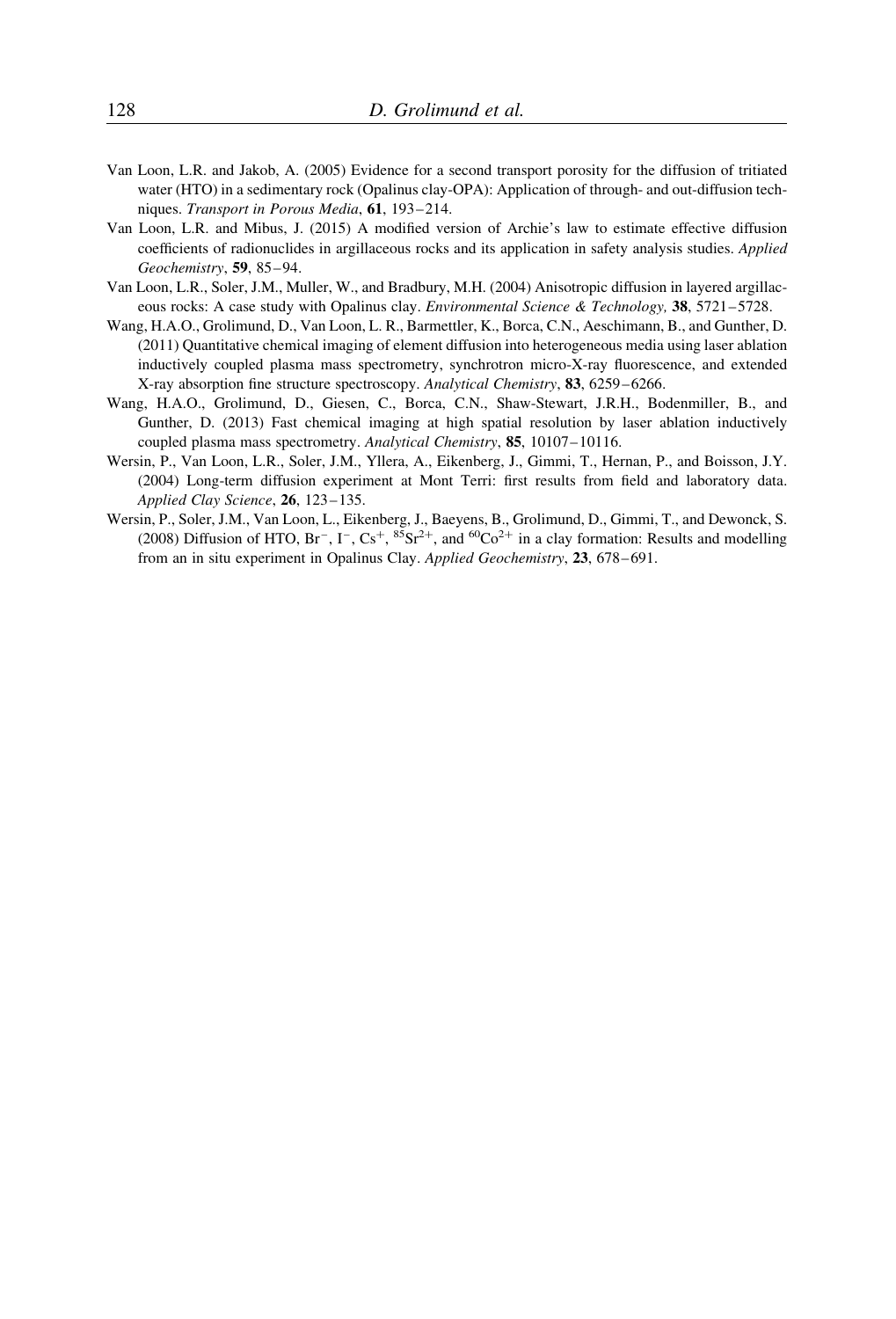Van Loon, L.R. and Jakob, A. (2005) Evidence for a second transport porosity for the diffusion of tritiated water (HTO) in a sedimentary rock (Opalinus clay-OPA): Application of through- and out-diffusion techniques. *Transport in Porous Media*, **61**, 193–214.

Van Loon, L.R. and Mibus, J. (2015) A modified version of Archie's law to estimate effective diffusion coefficients of radionuclides in argillaceous rocks and its application in safety analysis studies. *Applied Geochemistry*, **59**, 85–94.

Van Loon, L.R., Soler, J.M., Muller, W., and Bradbury, M.H. (2004) Anisotropic diffusion in layered argillaceous rocks: A case study with Opalinus clay. *Environmental Science & Technology,* **38**, 5721–5728.

Wang, H.A.O., Grolimund, D., Van Loon, L. R., Barmettler, K., Borca, C.N., Aeschimann, B., and Gunther, D. (2011) Quantitative chemical imaging of element diffusion into heterogeneous media using laser ablation inductively coupled plasma mass spectrometry, synchrotron micro-X-ray fluorescence, and extended X-ray absorption fine structure spectroscopy. *Analytical Chemistry*, **83**, 6259–6266.

Wang, H.A.O., Grolimund, D., Giesen, C., Borca, C.N., Shaw-Stewart, J.R.H., Bodenmiller, B., and Gunther, D. (2013) Fast chemical imaging at high spatial resolution by laser ablation inductively coupled plasma mass spectrometry. *Analytical Chemistry*, **85**, 10107–10116.

Wersin, P., Van Loon, L.R., Soler, J.M., Yllera, A., Eikenberg, J., Gimmi, T., Hernan, P., and Boisson, J.Y. (2004) Long-term diffusion experiment at Mont Terri: first results from field and laboratory data. *Applied Clay Science*, **26**, 123–135.

Wersin, P., Soler, J.M., Van Loon, L., Eikenberg, J., Baeyens, B., Grolimund, D., Gimmi, T., and Dewonck, S. (2008) Diffusion of HTO, $Br^-$, $I^-$, $Cs^+$, $^{85}Sr^{2+}$, and $^{60}Co^{2+}$ in a clay formation: Results and modelling from an in situ experiment in Opalinus Clay. *Applied Geochemistry*, **23**, 678–691.